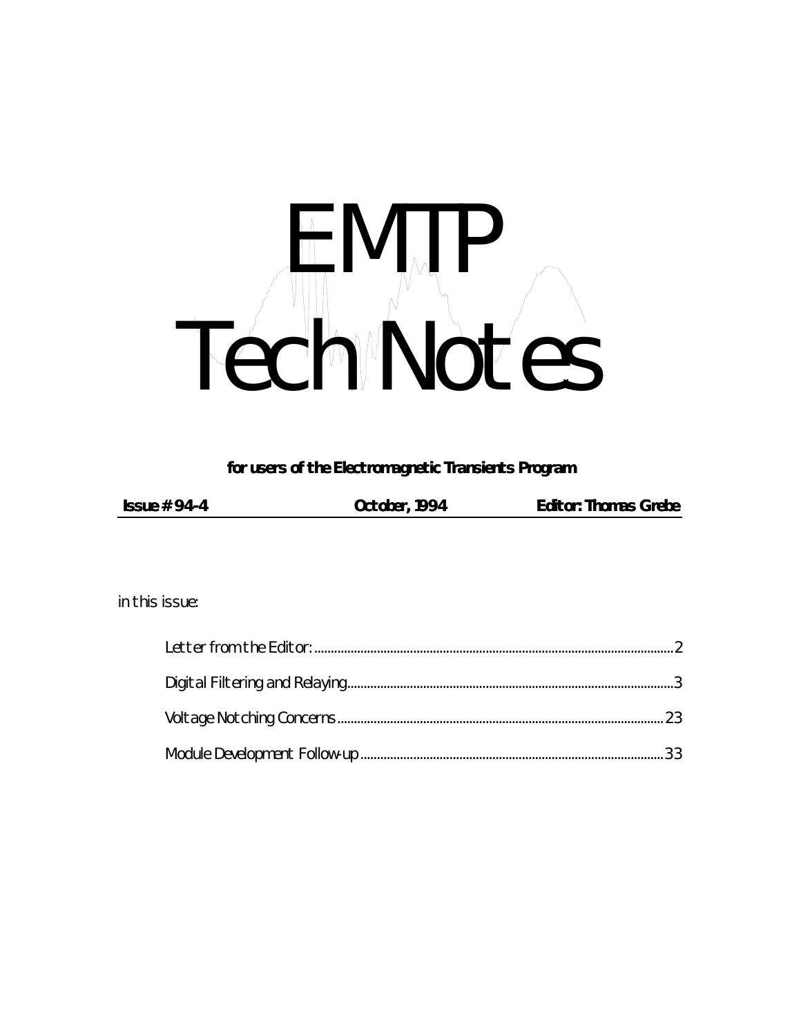# EMTP Tech Notes

**for users of the Electromagnetic Transients Program**

**Issue # 94-4** **October, 1994** **Editor: Thomas Grebe**

in this issue:

- Letter from the Editor: ........................................................................ 2
- Digital Filtering and Relaying ........................................................................ 3
- Voltage Notching Concerns ........................................................................ 23
- Module Development Follow-up ........................................................................ 33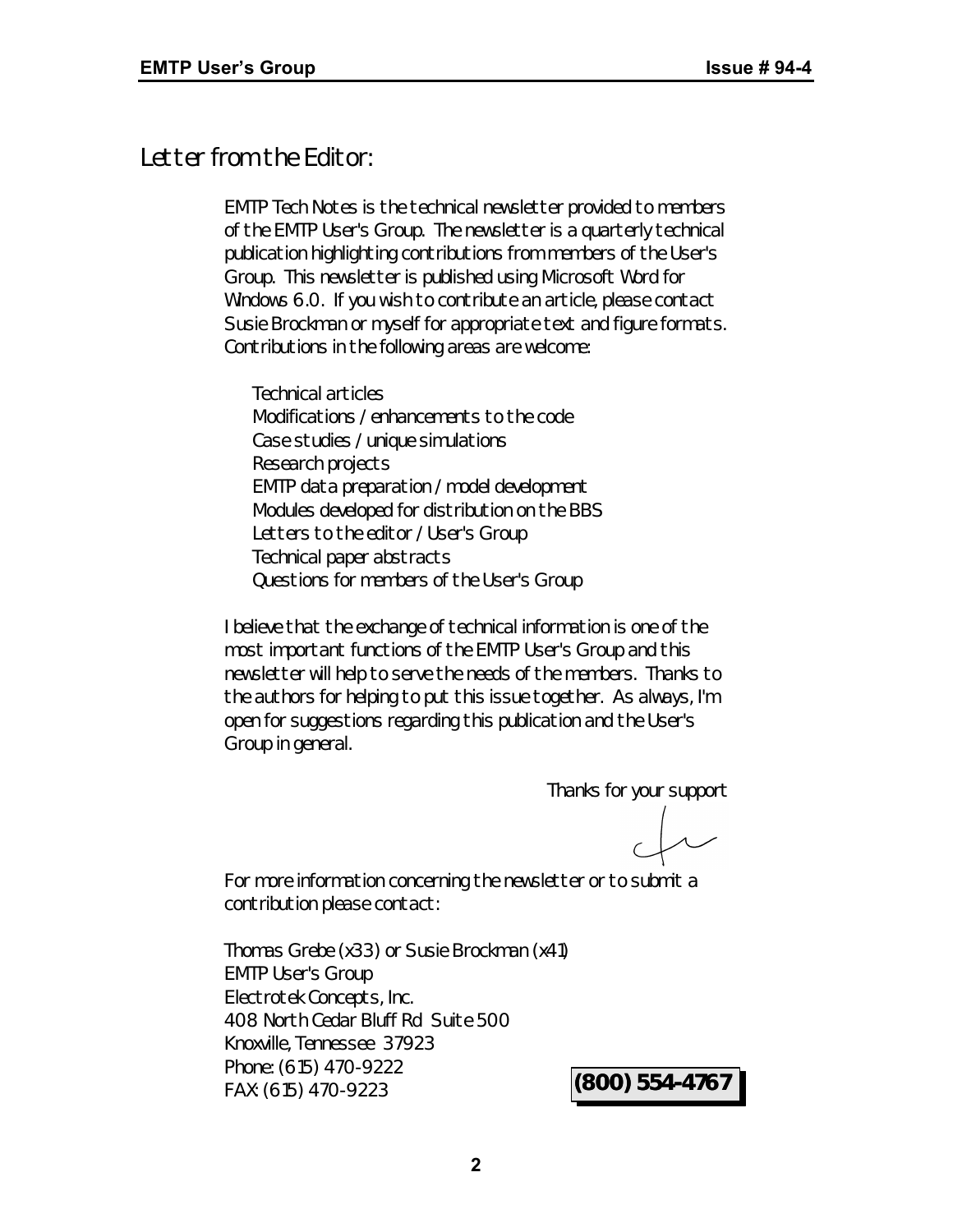# Letter from the Editor:

EMTP Tech Notes is the technical newsletter provided to members of the EMTP User's Group. The newsletter is a quarterly technical publication highlighting contributions from members of the User's Group. This newsletter is published using Microsoft Word for Windows 6.0. If you wish to contribute an article, please contact Susie Brockman or myself for appropriate text and figure formats. Contributions in the following areas are welcome:

- Technical articles
- Modifications / enhancements to the code
- Case studies / unique simulations
- Research projects
- EMTP data preparation / model development
- Modules developed for distribution on the BBS
- Letters to the editor / User's Group
- Technical paper abstracts
- Questions for members of the User's Group

I believe that the exchange of technical information is one of the most important functions of the EMTP User's Group and this newsletter will help to serve the needs of the members. Thanks to the authors for helping to put this issue together. As always, I'm open for suggestions regarding this publication and the User's Group in general.

Thanks for your support

For more information concerning the newsletter or to submit a contribution please contact:

Thomas Grebe (x33) or Susie Brockman (x41)
EMTP User's Group
Electrotek Concepts, Inc.
408 North Cedar Bluff Rd Suite 500
Knoxville, Tennessee 37923
Phone: (615) 470-9222
FAX: (615) 470-9223

**(800) 554-4767**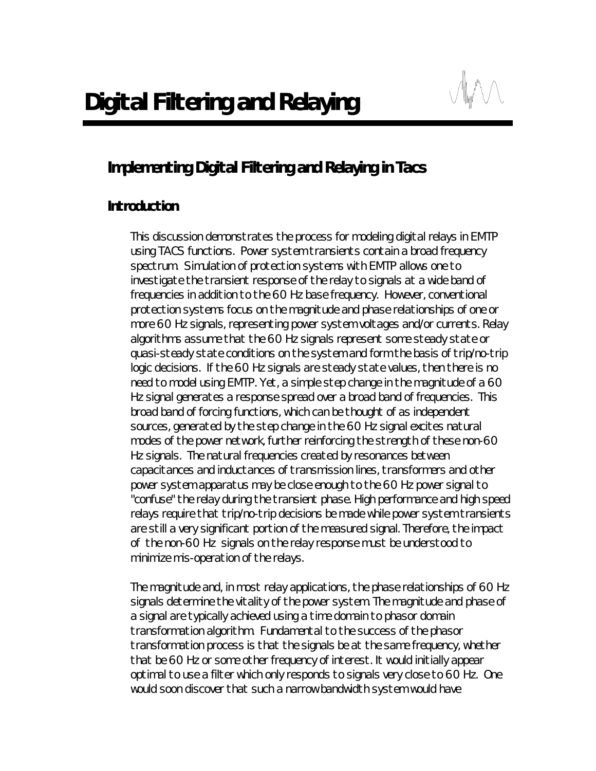# Digital Filtering and Relaying

## Implementing Digital Filtering and Relaying in Tacs

### Introduction

This discussion demonstrates the process for modeling digital relays in EMTP using TACS functions. Power system transients contain a broad frequency spectrum. Simulation of protection systems with EMTP allows one to investigate the transient response of the relay to signals at a wide band of frequencies in addition to the 60 Hz base frequency. However, conventional protection systems focus on the magnitude and phase relationships of one or more 60 Hz signals, representing power system voltages and/or currents. Relay algorithms assume that the 60 Hz signals represent some steady state or quasi-steady state conditions on the system and form the basis of trip/no-trip logic decisions. If the 60 Hz signals are steady state values, then there is no need to model using EMTP. Yet, a simple step change in the magnitude of a 60 Hz signal generates a response spread over a broad band of frequencies. This broad band of forcing functions, which can be thought of as independent sources, generated by the step change in the 60 Hz signal excites natural modes of the power network, further reinforcing the strength of these non-60 Hz signals. The natural frequencies created by resonances between capacitances and inductances of transmission lines, transformers and other power system apparatus may be close enough to the 60 Hz power signal to "confuse" the relay during the transient phase. High performance and high speed relays require that trip/no-trip decisions be made while power system transients are still a very significant portion of the measured signal. Therefore, the impact of the non-60 Hz signals on the relay response must be understood to minimize mis-operation of the relays.

The magnitude and, in most relay applications, the phase relationships of 60 Hz signals determine the vitality of the power system. The magnitude and phase of a signal are typically achieved using a time domain to phasor domain transformation algorithm. Fundamental to the success of the phasor transformation process is that the signals be at the same frequency, whether that be 60 Hz or some other frequency of interest. It would initially appear optimal to use a filter which only responds to signals very close to 60 Hz. One would soon discover that such a narrow bandwidth system would have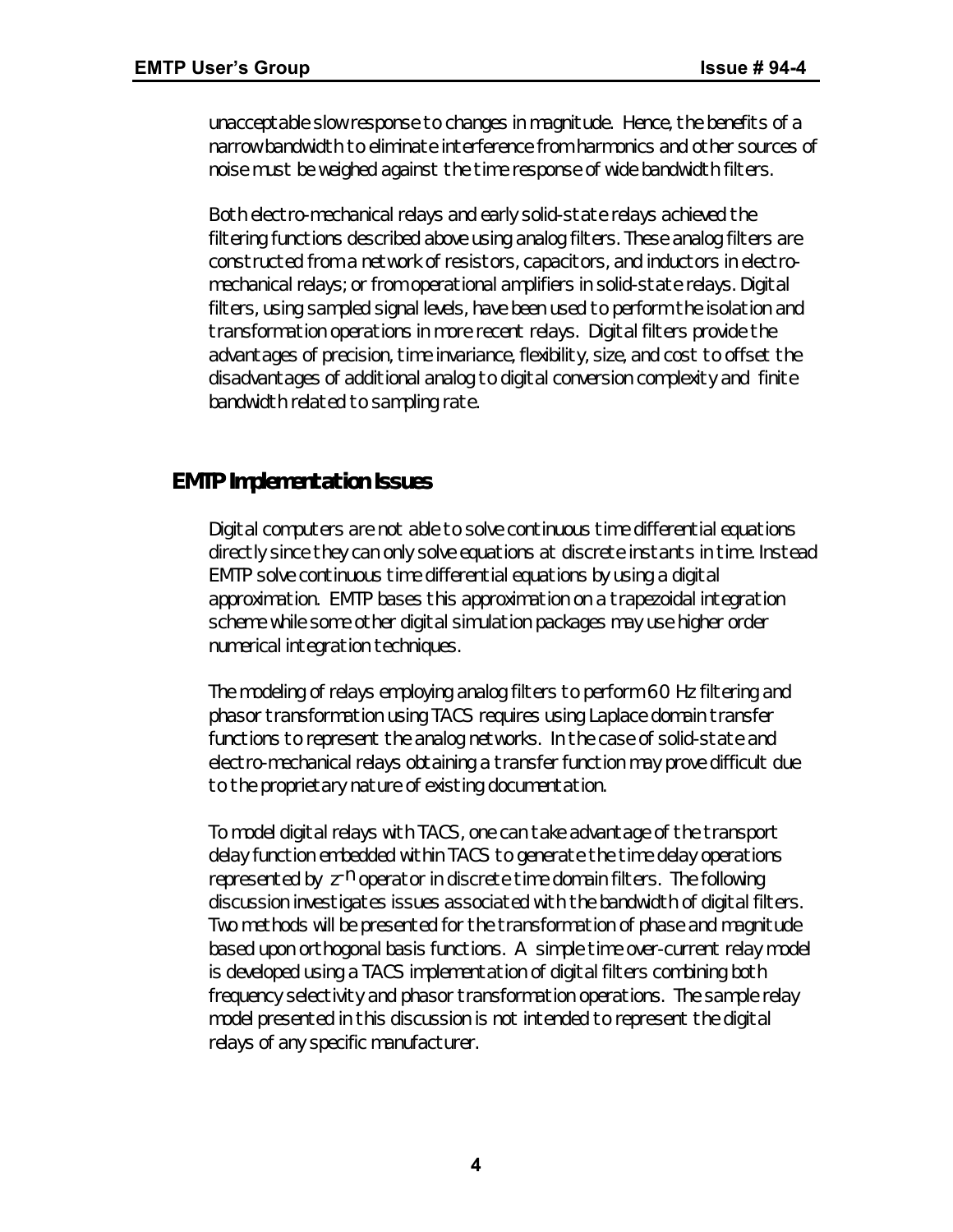unacceptable slow response to changes in magnitude. Hence, the benefits of a narrow bandwidth to eliminate interference from harmonics and other sources of noise must be weighed against the time response of wide bandwidth filters.

Both electro-mechanical relays and early solid-state relays achieved the filtering functions described above using analog filters. These analog filters are constructed from a network of resistors, capacitors, and inductors in electro-mechanical relays; or from operational amplifiers in solid-state relays. Digital filters, using sampled signal levels, have been used to perform the isolation and transformation operations in more recent relays. Digital filters provide the advantages of precision, time invariance, flexibility, size, and cost to offset the disadvantages of additional analog to digital conversion complexity and finite bandwidth related to sampling rate.

## EMTP Implementation Issues

Digital computers are not able to solve continuous time differential equations directly since they can only solve equations at discrete instants in time. Instead EMTP solve continuous time differential equations by using a digital approximation. EMTP bases this approximation on a trapezoidal integration scheme while some other digital simulation packages may use higher order numerical integration techniques.

The modeling of relays employing analog filters to perform 60 Hz filtering and phasor transformation using TACS requires using Laplace domain transfer functions to represent the analog networks. In the case of solid-state and electro-mechanical relays obtaining a transfer function may prove difficult due to the proprietary nature of existing documentation.

To model digital relays with TACS, one can take advantage of the transport delay function embedded within TACS to generate the time delay operations represented by $z^{-n}$ operator in discrete time domain filters. The following discussion investigates issues associated with the bandwidth of digital filters. Two methods will be presented for the transformation of phase and magnitude based upon orthogonal basis functions. A simple time over-current relay model is developed using a TACS implementation of digital filters combining both frequency selectivity and phasor transformation operations. The sample relay model presented in this discussion is not intended to represent the digital relays of any specific manufacturer.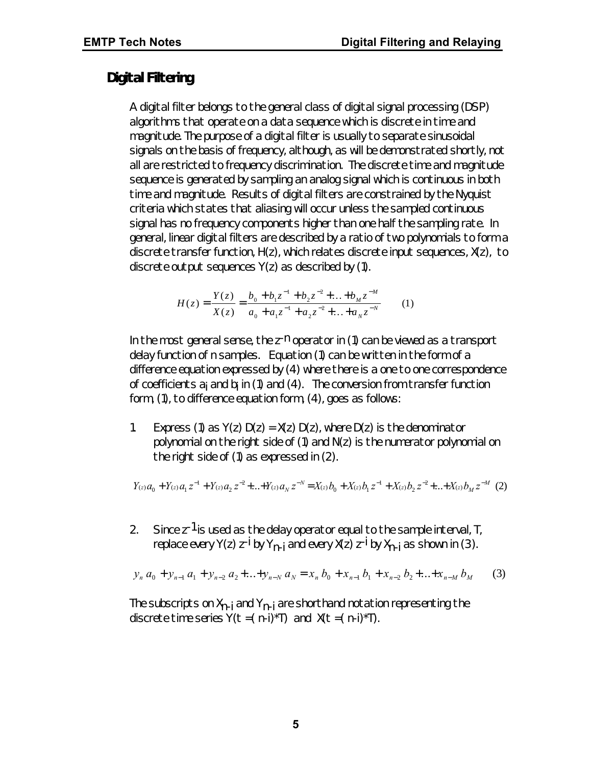## Digital Filtering

A digital filter belongs to the general class of digital signal processing (DSP) algorithms that operate on a data sequence which is discrete in time and magnitude. The purpose of a digital filter is usually to separate sinusoidal signals on the basis of frequency, although, as will be demonstrated shortly, not all are restricted to frequency discrimination. The discrete time and magnitude sequence is generated by sampling an analog signal which is continuous in both time and magnitude. Results of digital filters are constrained by the Nyquist criteria which states that aliasing will occur unless the sampled continuous signal has no frequency components higher than one half the sampling rate. In general, linear digital filters are described by a ratio of two polynomials to form a discrete transfer function, H(z), which relates discrete input sequences, X(z), to discrete output sequences Y(z) as described by (1).

$$H(z) = \frac{Y(z)}{X(z)} = \frac{b_0 + b_1 z^{-1} + b_2 z^{-2} + \ldots + b_M z^{-M}}{a_0 + a_1 z^{-1} + a_2 z^{-2} + \ldots + a_N z^{-N}} \qquad (1)$$

In the most general sense, the $z^{-n}$ operator in (1) can be viewed as a transport delay function of n samples. Equation (1) can be written in the form of a difference equation expressed by (4) where there is a one to one correspondence of coefficients $a_i$ and $b_i$ in (1) and (4). The conversion from transfer function form, (1), to difference equation form, (4), goes as follows:

1. Express (1) as Y(z) D(z) = X(z) D(z), where D(z) is the denominator polynomial on the right side of (1) and N(z) is the numerator polynomial on the right side of (1) as expressed in (2).

$$Y(z) a_0 + Y(z) a_1 z^{-1} + Y(z) a_2 z^{-2} + \ldots + Y(z) a_N z^{-N} = X(z) b_0 + X(z) b_1 z^{-1} + X(z) b_2 z^{-2} + \ldots + X(z) b_M z^{-M} \quad (2)$$

2. Since $z^{-1}$ is used as the delay operator equal to the sample interval, T, replace every Y(z) $z^{-i}$ by $Y_{n-i}$ and every X(z) $z^{-i}$ by $X_{n-i}$ as shown in (3).

$$y_n \, a_0 + y_{n-1} \, a_1 + y_{n-2} \, a_2 + \ldots + y_{n-N} \, a_N = x_n \, b_0 + x_{n-1} \, b_1 + x_{n-2} \, b_2 + \ldots + x_{n-M} \, b_M \qquad (3)$$

The subscripts on $X_{n-i}$ and $Y_{n-i}$ are shorthand notation representing the discrete time series Y(t = (n-i)*T) and X(t = (n-i)*T).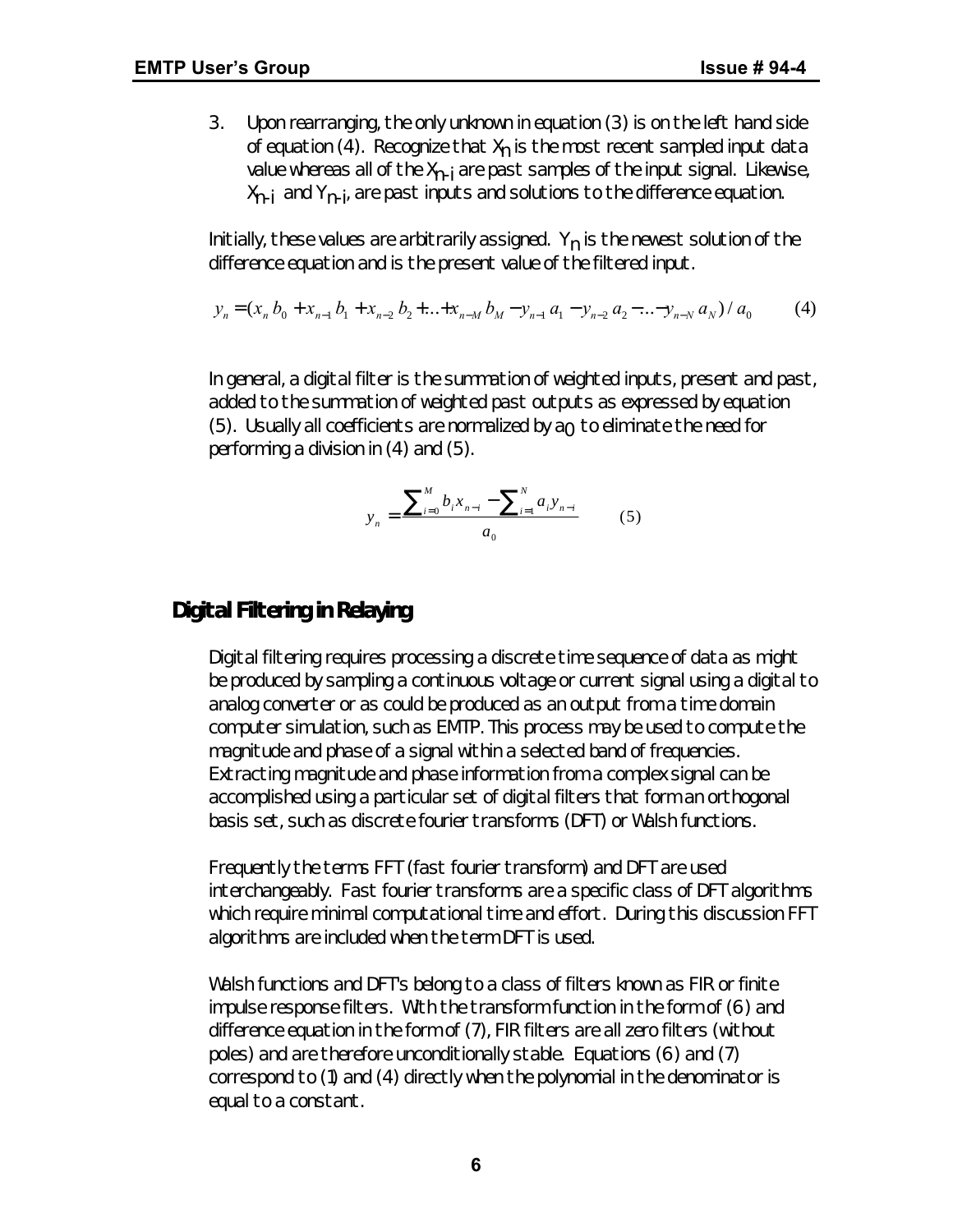3. Upon rearranging, the only unknown in equation (3) is on the left hand side of equation (4). Recognize that $X_n$ is the most recent sampled input data value whereas all of the $X_{n-i}$ are past samples of the input signal. Likewise, $X_{n-i}$ and $Y_{n-i}$, are past inputs and solutions to the difference equation.

Initially, these values are arbitrarily assigned. $Y_n$ is the newest solution of the difference equation and is the present value of the filtered input.

$$y_n = (x_n\, b_0 + x_{n-1}\, b_1 + x_{n-2}\, b_2 + \ldots + x_{n-M}\, b_M - y_{n-1}\, a_1 - y_{n-2}\, a_2 - \ldots - y_{n-N}\, a_N) / a_0 \qquad (4)$$

In general, a digital filter is the summation of weighted inputs, present and past, added to the summation of weighted past outputs as expressed by equation (5). Usually all coefficients are normalized by $a_0$ to eliminate the need for performing a division in (4) and (5).

$$y_n = \frac{\sum_{i=0}^{M} b_i x_{n-i} - \sum_{i=1}^{N} a_i y_{n-i}}{a_0} \qquad (5)$$

## Digital Filtering in Relaying

Digital filtering requires processing a discrete time sequence of data as might be produced by sampling a continuous voltage or current signal using a digital to analog converter or as could be produced as an output from a time domain computer simulation, such as EMTP. This process may be used to compute the magnitude and phase of a signal within a selected band of frequencies. Extracting magnitude and phase information from a complex signal can be accomplished using a particular set of digital filters that form an orthogonal basis set, such as discrete fourier transforms (DFT) or Walsh functions.

Frequently the terms FFT (fast fourier transform) and DFT are used interchangeably. Fast fourier transforms are a specific class of DFT algorithms which require minimal computational time and effort. During this discussion FFT algorithms are included when the term DFT is used.

Walsh functions and DFT's belong to a class of filters known as FIR or finite impulse response filters. With the transform function in the form of (6) and difference equation in the form of (7), FIR filters are all zero filters (without poles) and are therefore unconditionally stable. Equations (6) and (7) correspond to (1) and (4) directly when the polynomial in the denominator is equal to a constant.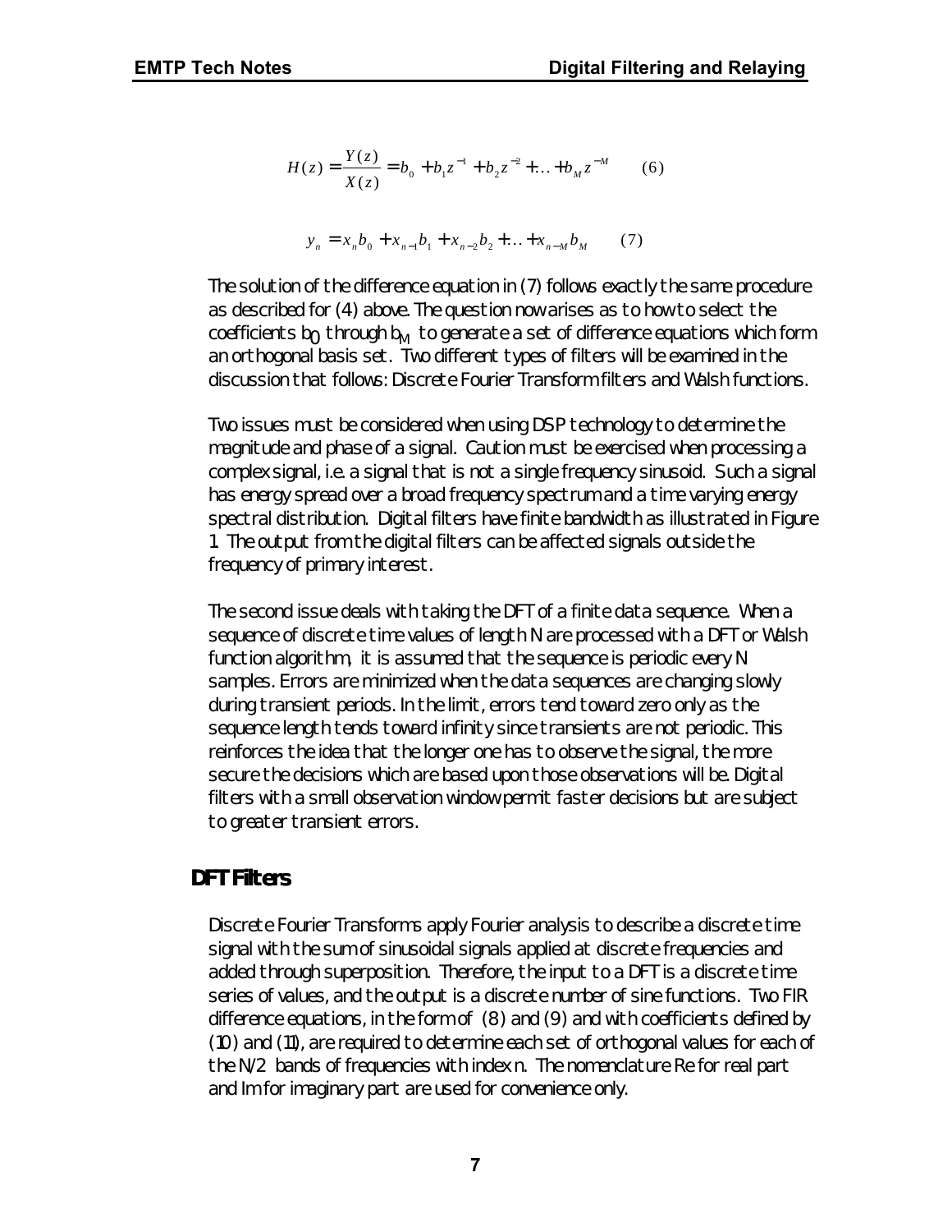$$H(z) = \frac{Y(z)}{X(z)} = b_0 + b_1 z^{-1} + b_2 z^{-2} + \ldots + b_M z^{-M} \qquad (6)$$

$$y_n = x_n b_0 + x_{n-1} b_1 + x_{n-2} b_2 + \ldots + x_{n-M} b_M \qquad (7)$$

The solution of the difference equation in (7) follows exactly the same procedure as described for (4) above. The question now arises as to how to select the coefficients $b_0$ through $b_M$ to generate a set of difference equations which form an orthogonal basis set. Two different types of filters will be examined in the discussion that follows: Discrete Fourier Transform filters and Walsh functions.

Two issues must be considered when using DSP technology to determine the magnitude and phase of a signal. Caution must be exercised when processing a complex signal, i.e. a signal that is not a single frequency sinusoid. Such a signal has energy spread over a broad frequency spectrum and a time varying energy spectral distribution. Digital filters have finite bandwidth as illustrated in Figure 1. The output from the digital filters can be affected signals outside the frequency of primary interest.

The second issue deals with taking the DFT of a finite data sequence. When a sequence of discrete time values of length N are processed with a DFT or Walsh function algorithm, it is assumed that the sequence is periodic every N samples. Errors are minimized when the data sequences are changing slowly during transient periods. In the limit, errors tend toward zero only as the sequence length tends toward infinity since transients are not periodic. This reinforces the idea that the longer one has to observe the signal, the more secure the decisions which are based upon those observations will be. Digital filters with a small observation window permit faster decisions but are subject to greater transient errors.

## DFT Filters

Discrete Fourier Transforms apply Fourier analysis to describe a discrete time signal with the sum of sinusoidal signals applied at discrete frequencies and added through superposition. Therefore, the input to a DFT is a discrete time series of values, and the output is a discrete number of sine functions. Two FIR difference equations, in the form of (8) and (9) and with coefficients defined by (10) and (11), are required to determine each set of orthogonal values for each of the N/2 bands of frequencies with index n. The nomenclature Re for real part and Im for imaginary part are used for convenience only.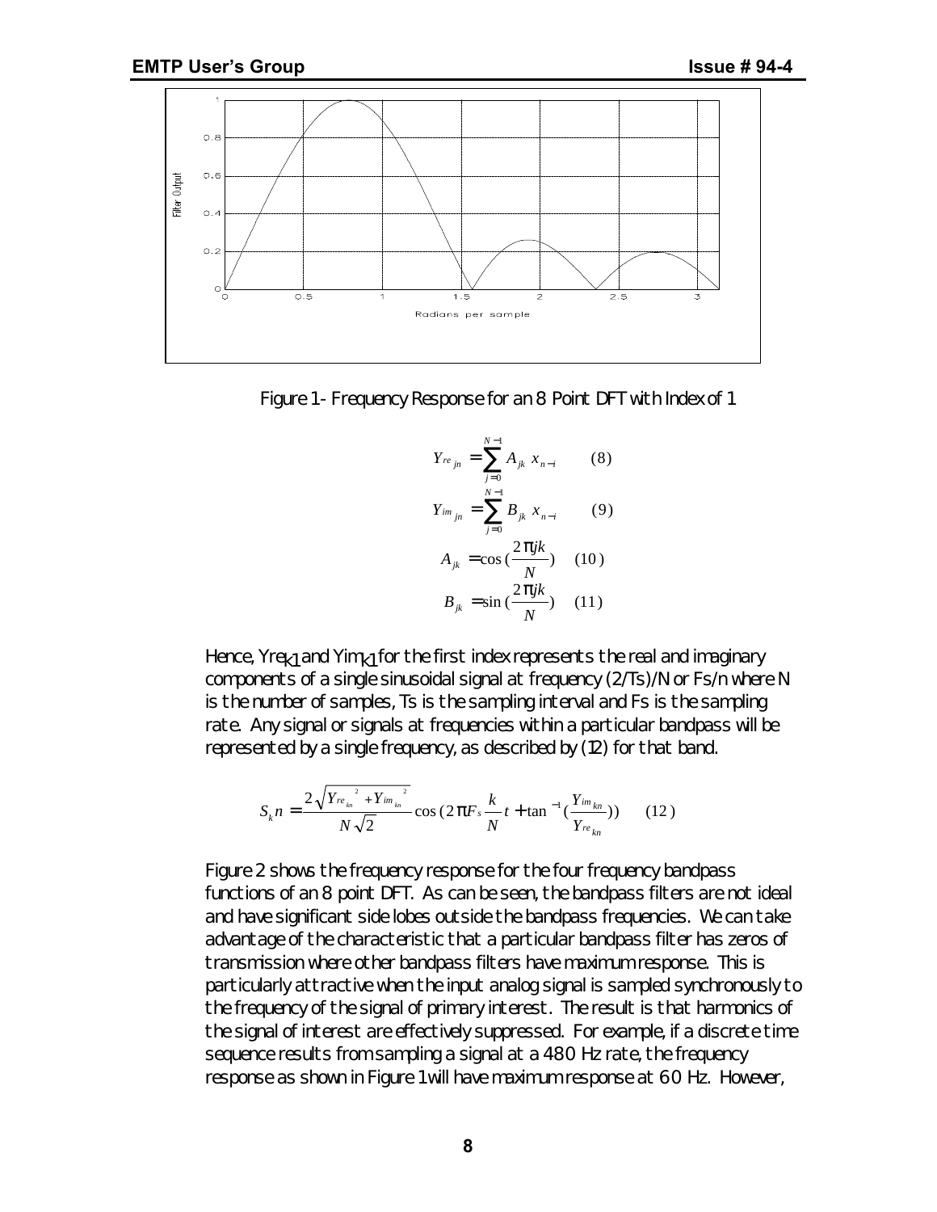Figure 1 - Frequency Response for an 8 Point DFT with Index of 1

$$Y_{re_{jn}} = \sum_{j=0}^{N-1} A_{jk} \; x_{n-i} \qquad (8)$$

$$Y_{im_{jn}} = \sum_{j=0}^{N-1} B_{jk} \; x_{n-i} \qquad (9)$$

$$A_{jk} = \cos\left(\frac{2\pi jk}{N}\right) \qquad (10)$$

$$B_{jk} = \sin\left(\frac{2\pi jk}{N}\right) \qquad (11)$$

Hence, $Yre_{k1}$ and $Yim_{k1}$ for the first index represents the real and imaginary components of a single sinusoidal signal at frequency (2/Ts)/N or Fs/n where N is the number of samples, Ts is the sampling interval and Fs is the sampling rate. Any signal or signals at frequencies within a particular bandpass will be represented by a single frequency, as described by (12) for that band.

$$S_k n = \frac{2\sqrt{Y_{re_{kn}}^{\;2} + Y_{im_{kn}}^{\;2}}}{N\sqrt{2}} \cos\left(2\pi F_s \frac{k}{N} t + \tan^{-1}\left(\frac{Y_{im_{kn}}}{Y_{re_{kn}}}\right)\right) \qquad (12)$$

Figure 2 shows the frequency response for the four frequency bandpass functions of an 8 point DFT. As can be seen, the bandpass filters are not ideal and have significant side lobes outside the bandpass frequencies. We can take advantage of the characteristic that a particular bandpass filter has zeros of transmission where other bandpass filters have maximum response. This is particularly attractive when the input analog signal is sampled synchronously to the frequency of the signal of primary interest. The result is that harmonics of the signal of interest are effectively suppressed. For example, if a discrete time sequence results from sampling a signal at a 480 Hz rate, the frequency response as shown in Figure 1 will have maximum response at 60 Hz. However,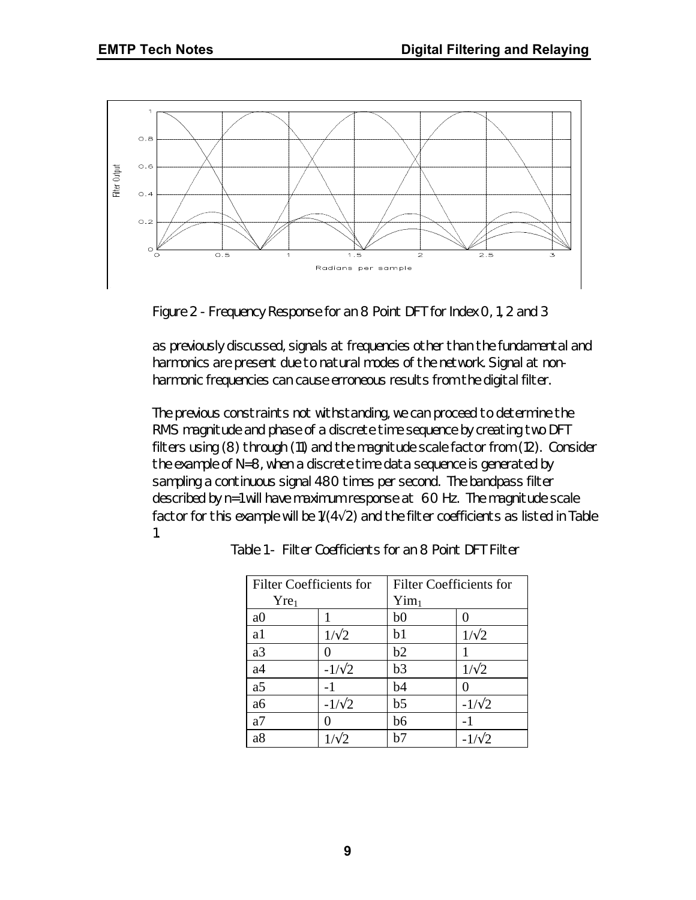Figure 2 - Frequency Response for an 8 Point DFT for Index 0, 1, 2 and 3

as previously discussed, signals at frequencies other than the fundamental and harmonics are present due to natural modes of the network. Signal at non-harmonic frequencies can cause erroneous results from the digital filter.

The previous constraints not withstanding, we can proceed to determine the RMS magnitude and phase of a discrete time sequence by creating two DFT filters using (8) through (11) and the magnitude scale factor from (12). Consider the example of N=8, when a discrete time data sequence is generated by sampling a continuous signal 480 times per second. The bandpass filter described by n=1 will have maximum response at 60 Hz. The magnitude scale factor for this example will be $1/(4\sqrt{2})$ and the filter coefficients as listed in Table 1.

Table 1 - Filter Coefficients for an 8 Point DFT Filter

| Filter Coefficients for $Yre_1$ | | Filter Coefficients for $Yim_1$ | |
|---|---|---|---|
| a0 | 1 | b0 | 0 |
| a1 | $1/\sqrt{2}$ | b1 | $1/\sqrt{2}$ |
| a3 | 0 | b2 | 1 |
| a4 | $-1/\sqrt{2}$ | b3 | $1/\sqrt{2}$ |
| a5 | -1 | b4 | 0 |
| a6 | $-1/\sqrt{2}$ | b5 | $-1/\sqrt{2}$ |
| a7 | 0 | b6 | -1 |
| a8 | $1/\sqrt{2}$ | b7 | $-1/\sqrt{2}$ |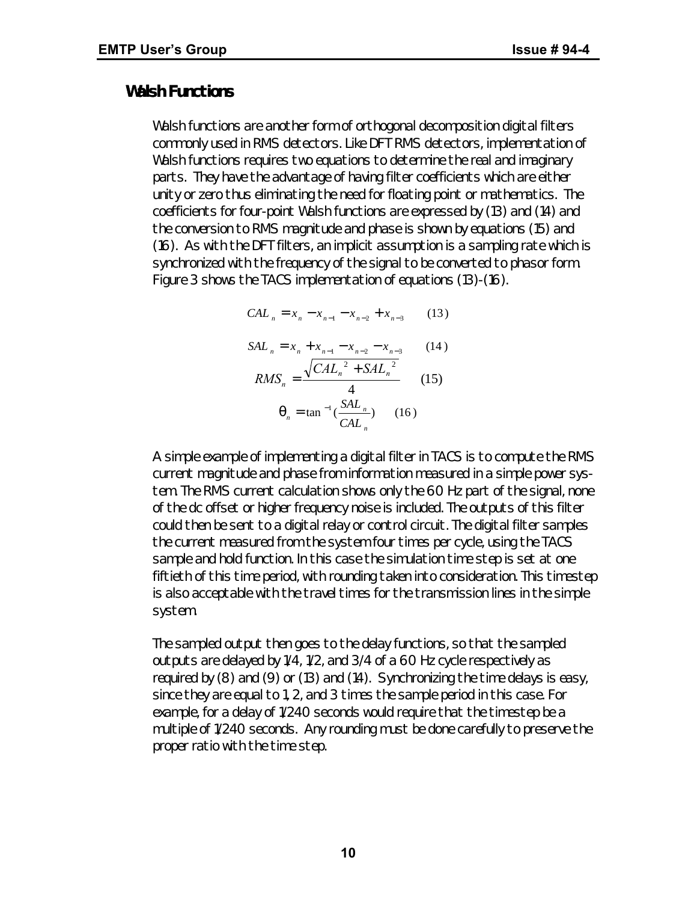## Walsh Functions

Walsh functions are another form of orthogonal decomposition digital filters commonly used in RMS detectors. Like DFT RMS detectors, implementation of Walsh functions requires two equations to determine the real and imaginary parts. They have the advantage of having filter coefficients which are either unity or zero thus eliminating the need for floating point or mathematics. The coefficients for four-point Walsh functions are expressed by (13) and (14) and the conversion to RMS magnitude and phase is shown by equations (15) and (16). As with the DFT filters, an implicit assumption is a sampling rate which is synchronized with the frequency of the signal to be converted to phasor form. Figure 3 shows the TACS implementation of equations (13)-(16).

$$CAL_n = x_n - x_{n-1} - x_{n-2} + x_{n-3} \qquad (13)$$

$$SAL_n = x_n + x_{n-1} - x_{n-2} - x_{n-3} \qquad (14)$$

$$RMS_n = \frac{\sqrt{CAL_n^{\ 2} + SAL_n^{\ 2}}}{4} \qquad (15)$$

$$\theta_n = \tan^{-1}\left(\frac{SAL_n}{CAL_n}\right) \qquad (16)$$

A simple example of implementing a digital filter in TACS is to compute the RMS current magnitude and phase from information measured in a simple power system. The RMS current calculation shows only the 60 Hz part of the signal, none of the dc offset or higher frequency noise is included. The outputs of this filter could then be sent to a digital relay or control circuit. The digital filter samples the current measured from the system four times per cycle, using the TACS sample and hold function. In this case the simulation time step is set at one fiftieth of this time period, with rounding taken into consideration. This timestep is also acceptable with the travel times for the transmission lines in the simple system.

The sampled output then goes to the delay functions, so that the sampled outputs are delayed by 1/4, 1/2, and 3/4 of a 60 Hz cycle respectively as required by (8) and (9) or (13) and (14). Synchronizing the time delays is easy, since they are equal to 1, 2, and 3 times the sample period in this case. For example, for a delay of 1/240 seconds would require that the timestep be a multiple of 1/240 seconds. Any rounding must be done carefully to preserve the proper ratio with the time step.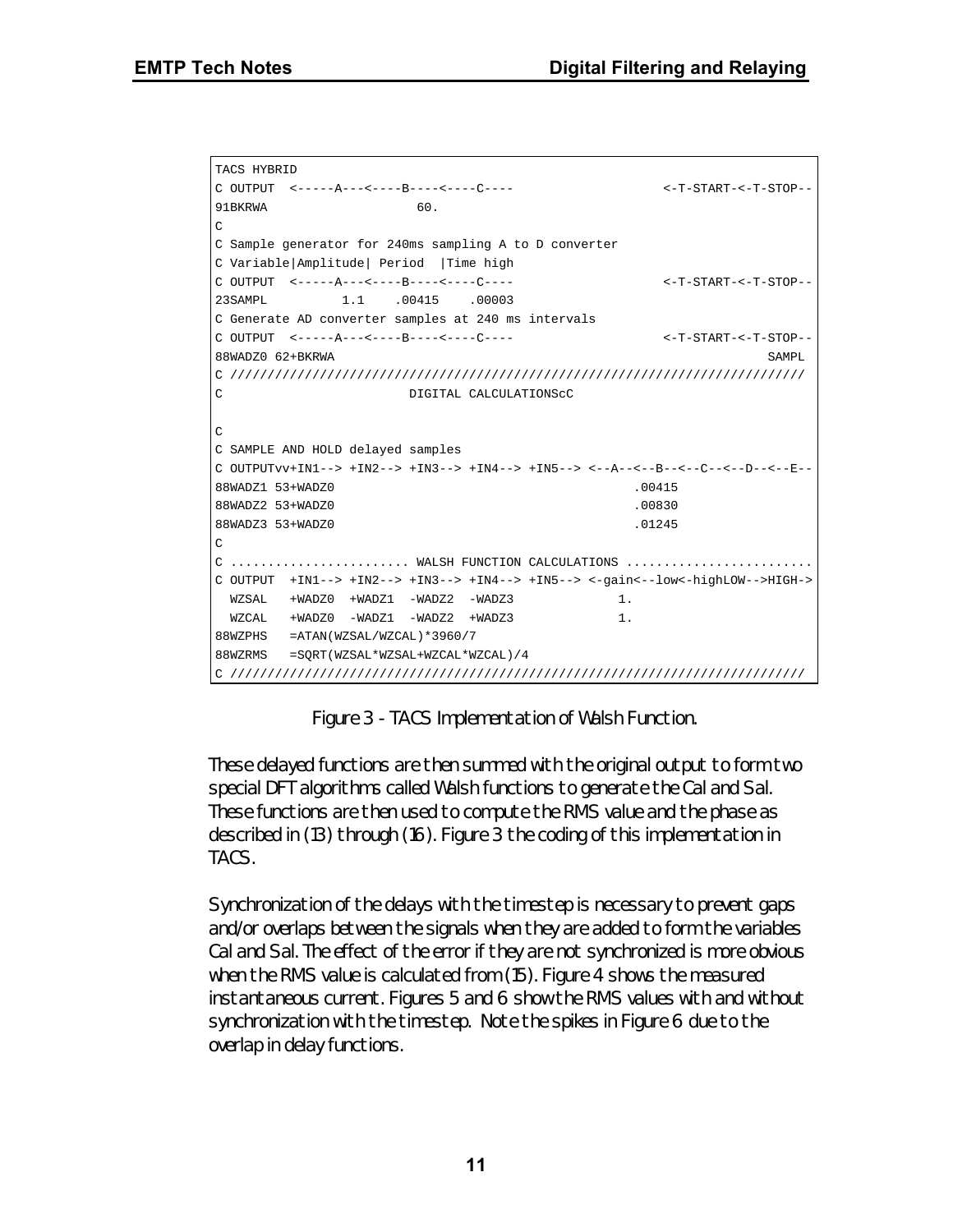```
TACS HYBRID
C OUTPUT  <-----A---<----B----<----C----                    <-T-START-<-T-STOP--
91BKRWA                   60.
C
C Sample generator for 240ms sampling A to D converter
C Variable|Amplitude| Period  |Time high
C OUTPUT  <-----A---<----B----<----C----                    <-T-START-<-T-STOP--
23SAMPL          1.1    .00415    .00003
C Generate AD converter samples at 240 ms intervals
C OUTPUT  <-----A---<----B----<----C----                    <-T-START-<-T-STOP--
88WADZ0 62+BKRWA                                                             SAMPL
C ////////////////////////////////////////////////////////////////////////////
C                          DIGITAL CALCULATIONScC

C
C SAMPLE AND HOLD delayed samples
C OUTPUTvv+IN1--> +IN2--> +IN3--> +IN4--> +IN5--> <--A--<--B--<--C--<--D--<--E--
88WADZ1 53+WADZ0                                         .00415
88WADZ2 53+WADZ0                                         .00830
88WADZ3 53+WADZ0                                         .01245
C
C ........................ WALSH FUNCTION CALCULATIONS .........................
C OUTPUT  +IN1--> +IN2--> +IN3--> +IN4--> +IN5--> <-gain<--low<-highLOW-->HIGH->
  WZSAL   +WADZ0  +WADZ1  -WADZ2  -WADZ3              1.
  WZCAL   +WADZ0  -WADZ1  -WADZ2  +WADZ3              1.
88WZPHS   =ATAN(WZSAL/WZCAL)*3960/7
88WZRMS   =SQRT(WZSAL*WZSAL+WZCAL*WZCAL)/4
C ////////////////////////////////////////////////////////////////////////////
```

Figure 3 - TACS Implementation of Walsh Function.

These delayed functions are then summed with the original output to form two special DFT algorithms called Walsh functions to generate the Cal and Sal. These functions are then used to compute the RMS value and the phase as described in (13) through (16). Figure 3 the coding of this implementation in TACS.

Synchronization of the delays with the timestep is necessary to prevent gaps and/or overlaps between the signals when they are added to form the variables Cal and Sal. The effect of the error if they are not synchronized is more obvious when the RMS value is calculated from (15). Figure 4 shows the measured instantaneous current. Figures 5 and 6 show the RMS values with and without synchronization with the timestep. Note the spikes in Figure 6 due to the overlap in delay functions.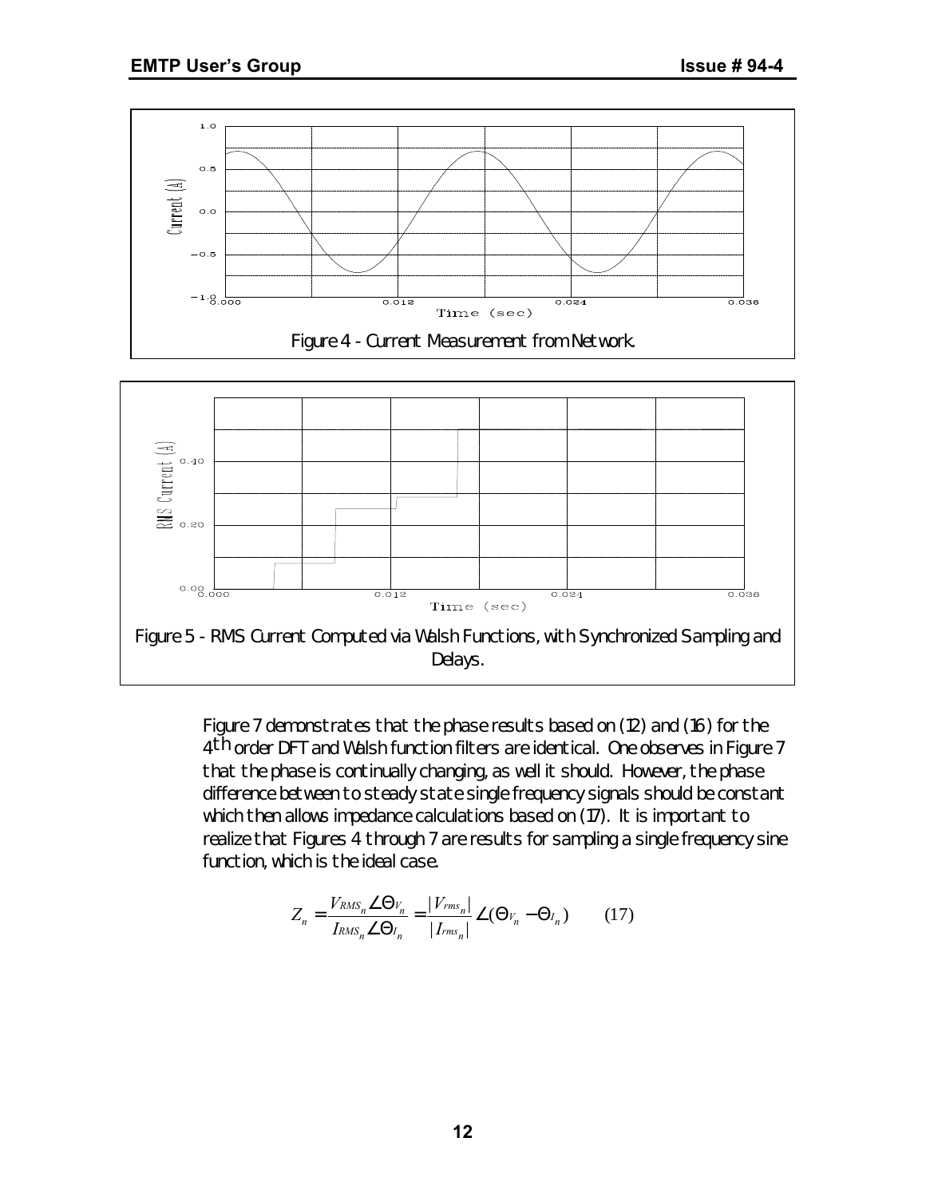Figure 4 - Current Measurement from Network.

Figure 5 - RMS Current Computed via Walsh Functions, with Synchronized Sampling and Delays.

Figure 7 demonstrates that the phase results based on (12) and (16) for the 4th order DFT and Walsh function filters are identical. One observes in Figure 7 that the phase is continually changing, as well it should. However, the phase difference between to steady state single frequency signals should be constant which then allows impedance calculations based on (17). It is important to realize that Figures 4 through 7 are results for sampling a single frequency sine function, which is the ideal case.

$$Z_n = \frac{V_{RMS_n} \angle \Theta_{V_n}}{I_{RMS_n} \angle \Theta_{I_n}} = \frac{|V_{rms_n}|}{|I_{rms_n}|} \angle (\Theta_{V_n} - \Theta_{I_n}) \qquad (17)$$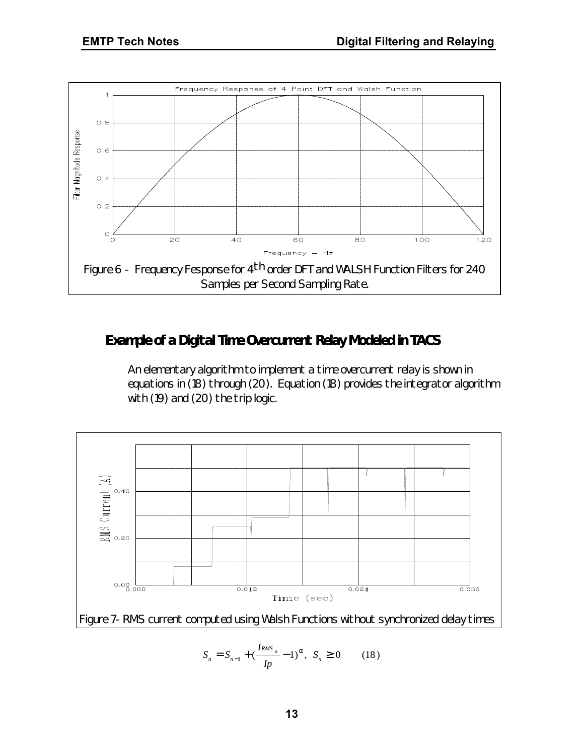Figure 6 - Frequency Fesponse for $4^{th}$ order DFT and WALSH Function Filters for 240 Samples per Second Sampling Rate.

## Example of a Digital Time Overcurrent Relay Modeled in TACS

An elementary algorithm to implement a time overcurrent relay is shown in equations in (18) through (20). Equation (18) provides the integrator algorithm with (19) and (20) the trip logic.

Figure 7- RMS current computed using Walsh Functions without synchronized delay times

$$S_n = S_{n-1} + \left(\frac{I_{RMS_n}}{Ip} - 1\right)^{\alpha}, \ \ S_n \geq 0 \qquad (18)$$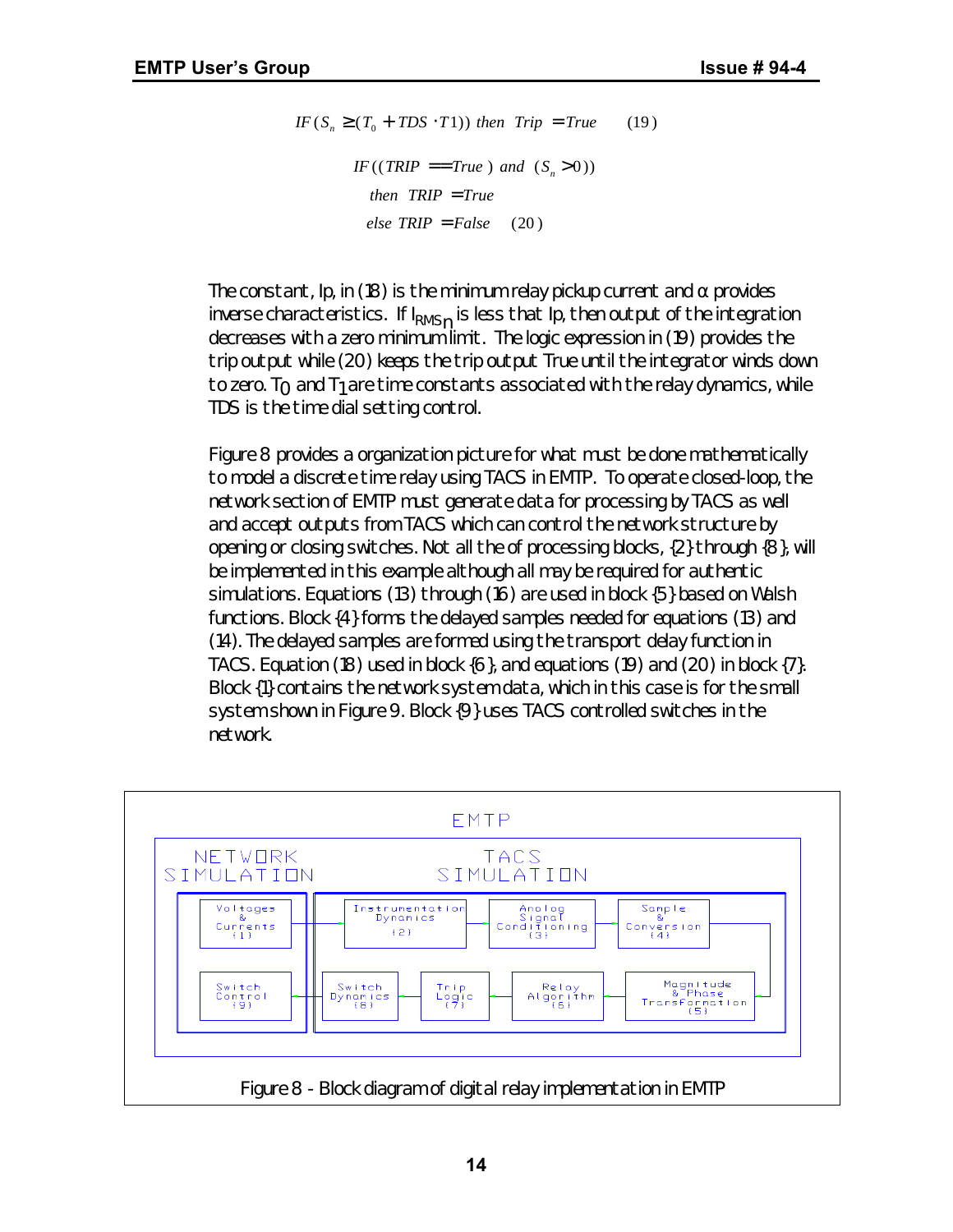$$IF\,(S_n \geq (T_0 + TDS \cdot T1))\ then\ \ Trip = True \qquad (19)$$

$$\begin{aligned}
&IF\,((TRIP == True\,)\ and\ \ (S_n > 0))\\
&\quad then\ \ TRIP = True\\
&\quad else\ TRIP = False \qquad (20)
\end{aligned}$$

The constant, Ip, in (18) is the minimum relay pickup current and α provides inverse characteristics. If $I_{RMS_n}$ is less that Ip, then output of the integration decreases with a zero minimum limit. The logic expression in (19) provides the trip output while (20) keeps the trip output True until the integrator winds down to zero. $T_0$ and $T_1$ are time constants associated with the relay dynamics, while TDS is the time dial setting control.

Figure 8 provides a organization picture for what must be done mathematically to model a discrete time relay using TACS in EMTP. To operate closed-loop, the network section of EMTP must generate data for processing by TACS as well and accept outputs from TACS which can control the network structure by opening or closing switches. Not all the of processing blocks, {2} through {8}, will be implemented in this example although all may be required for authentic simulations. Equations (13) through (16) are used in block {5} based on Walsh functions. Block {4} forms the delayed samples needed for equations (13) and (14). The delayed samples are formed using the transport delay function in TACS. Equation (18) used in block {6}, and equations (19) and (20) in block {7}. Block {1} contains the network system data, which in this case is for the small system shown in Figure 9. Block {9} uses TACS controlled switches in the network.

EMTP

NETWORK SIMULATION | TACS SIMULATION

Voltages & Currents {1} → Instrumentation Dynamics {2} → Analog Signal Conditioning {3} → Sample & Conversion {4} → Magnitude & Phase Transformation {5} → Relay Algorithm {6} → Trip Logic {7} → Switch Dynamics {8} → Switch Control {9}

Figure 8 - Block diagram of digital relay implementation in EMTP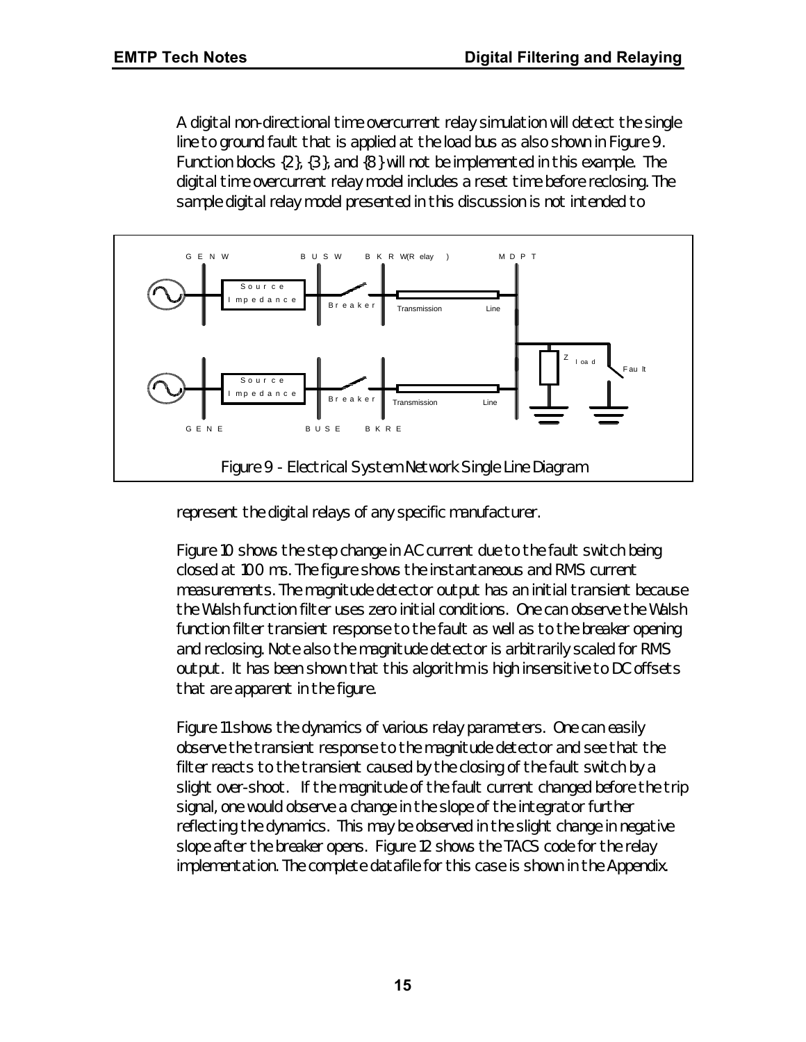A digital non-directional time overcurrent relay simulation will detect the single line to ground fault that is applied at the load bus as also shown in Figure 9. Function blocks {2}, {3}, and {8} will not be implemented in this example. The digital time overcurrent relay model includes a reset time before reclosing. The sample digital relay model presented in this discussion is not intended to

Figure 9 - Electrical System Network Single Line Diagram

represent the digital relays of any specific manufacturer.

Figure 10 shows the step change in AC current due to the fault switch being closed at 100 ms. The figure shows the instantaneous and RMS current measurements. The magnitude detector output has an initial transient because the Walsh function filter uses zero initial conditions. One can observe the Walsh function filter transient response to the fault as well as to the breaker opening and reclosing. Note also the magnitude detector is arbitrarily scaled for RMS output. It has been shown that this algorithm is high insensitive to DC offsets that are apparent in the figure.

Figure 11 shows the dynamics of various relay parameters. One can easily observe the transient response to the magnitude detector and see that the filter reacts to the transient caused by the closing of the fault switch by a slight over-shoot. If the magnitude of the fault current changed before the trip signal, one would observe a change in the slope of the integrator further reflecting the dynamics. This may be observed in the slight change in negative slope after the breaker opens. Figure 12 shows the TACS code for the relay implementation. The complete datafile for this case is shown in the Appendix.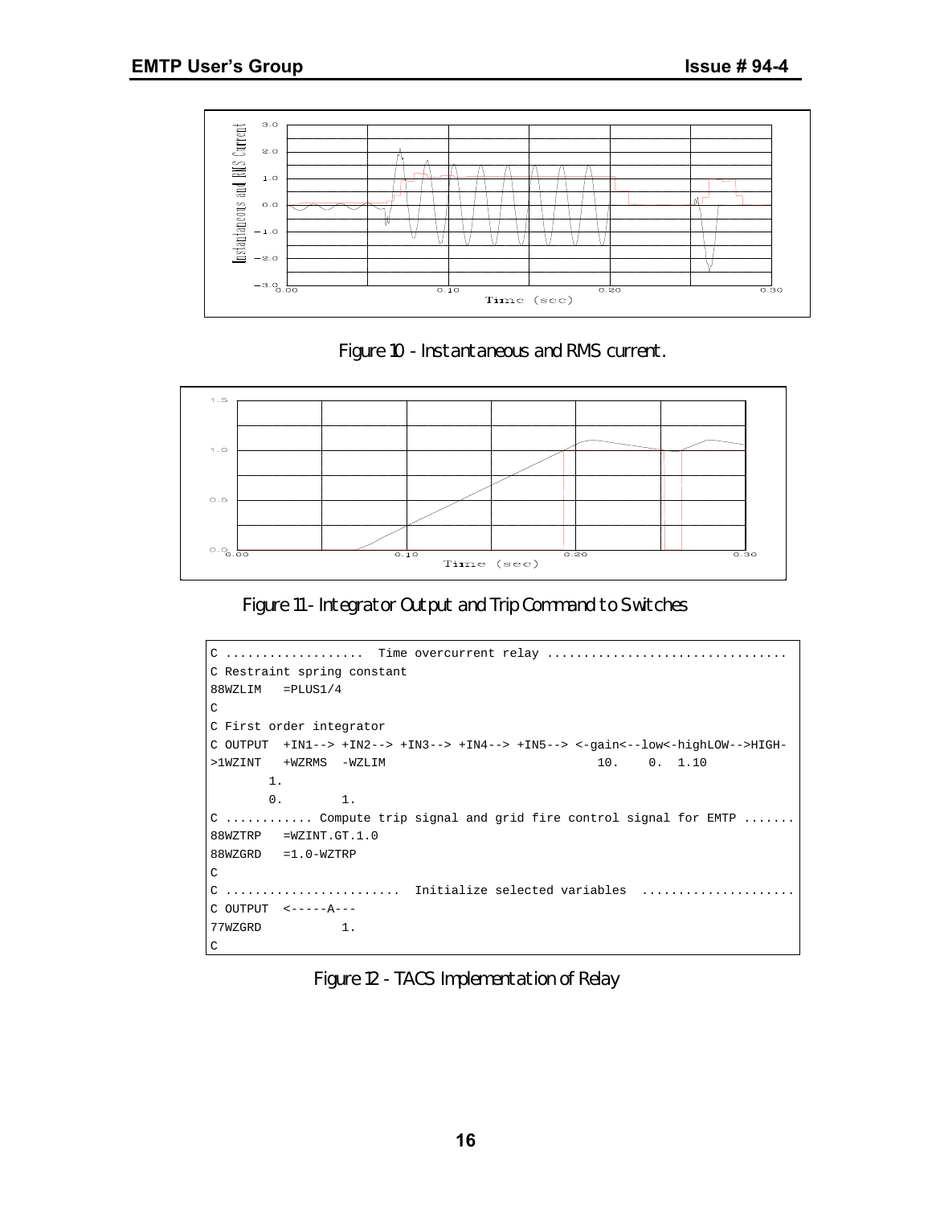Figure 10 - Instantaneous and RMS current.

Figure 11 - Integrator Output and Trip Command to Switches

```
C ...................  Time overcurrent relay ................................
C Restraint spring constant
88WZLIM   =PLUS1/4
C
C First order integrator
C OUTPUT  +IN1--> +IN2--> +IN3--> +IN4--> +IN5--> <-gain<--low<-highLOW-->HIGH-
>1WZINT   +WZRMS  -WZLIM                             10.    0.  1.10
        1.
        0.        1.
C ............ Compute trip signal and grid fire control signal for EMTP .......
88WZTRP   =WZINT.GT.1.0
88WZGRD   =1.0-WZTRP
C
C ........................  Initialize selected variables  .....................
C OUTPUT  <-----A---
77WZGRD           1.
C
```

Figure 12 - TACS Implementation of Relay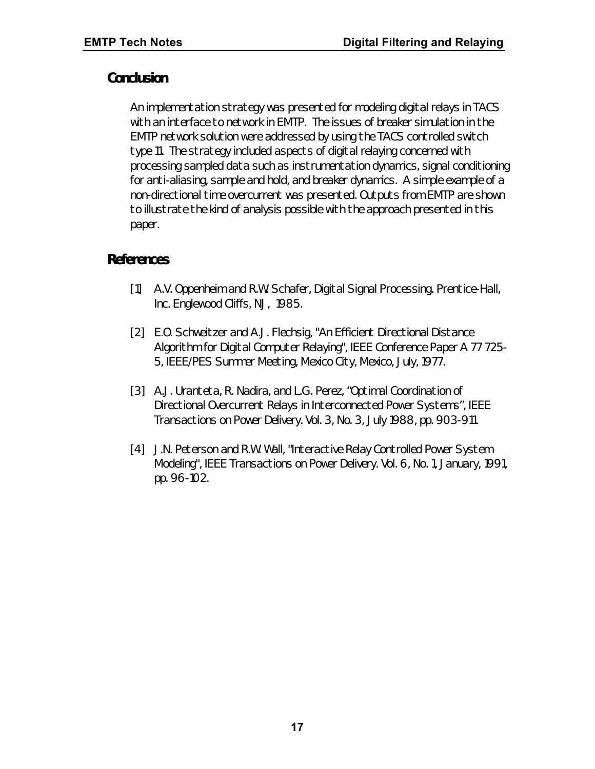## Conclusion

An implementation strategy was presented for modeling digital relays in TACS with an interface to network in EMTP. The issues of breaker simulation in the EMTP network solution were addressed by using the TACS controlled switch type 11. The strategy included aspects of digital relaying concerned with processing sampled data such as instrumentation dynamics, signal conditioning for anti-aliasing, sample and hold, and breaker dynamics. A simple example of a non-directional time overcurrent was presented. Outputs from EMTP are shown to illustrate the kind of analysis possible with the approach presented in this paper.

## References

[1] A.V. Oppenheim and R.W. Schafer, Digital Signal Processing. Prentice-Hall, Inc. Englewood Cliffs, NJ, 1985.

[2] E.O. Schweitzer and A.J. Flechsig, "An Efficient Directional Distance Algorithm for Digital Computer Relaying", IEEE Conference Paper A 77 725-5, IEEE/PES Summer Meeting, Mexico City, Mexico, July, 1977.

[3] A.J. Uranteta, R. Nadira, and L.G. Perez, "Optimal Coordination of Directional Overcurrent Relays in Interconnected Power Systems", IEEE Transactions on Power Delivery. Vol. 3, No. 3, July 1988, pp. 903-911.

[4] J.N. Peterson and R.W. Wall, "Interactive Relay Controlled Power System Modeling", IEEE Transactions on Power Delivery. Vol. 6, No. 1, January, 1991, pp. 96-102.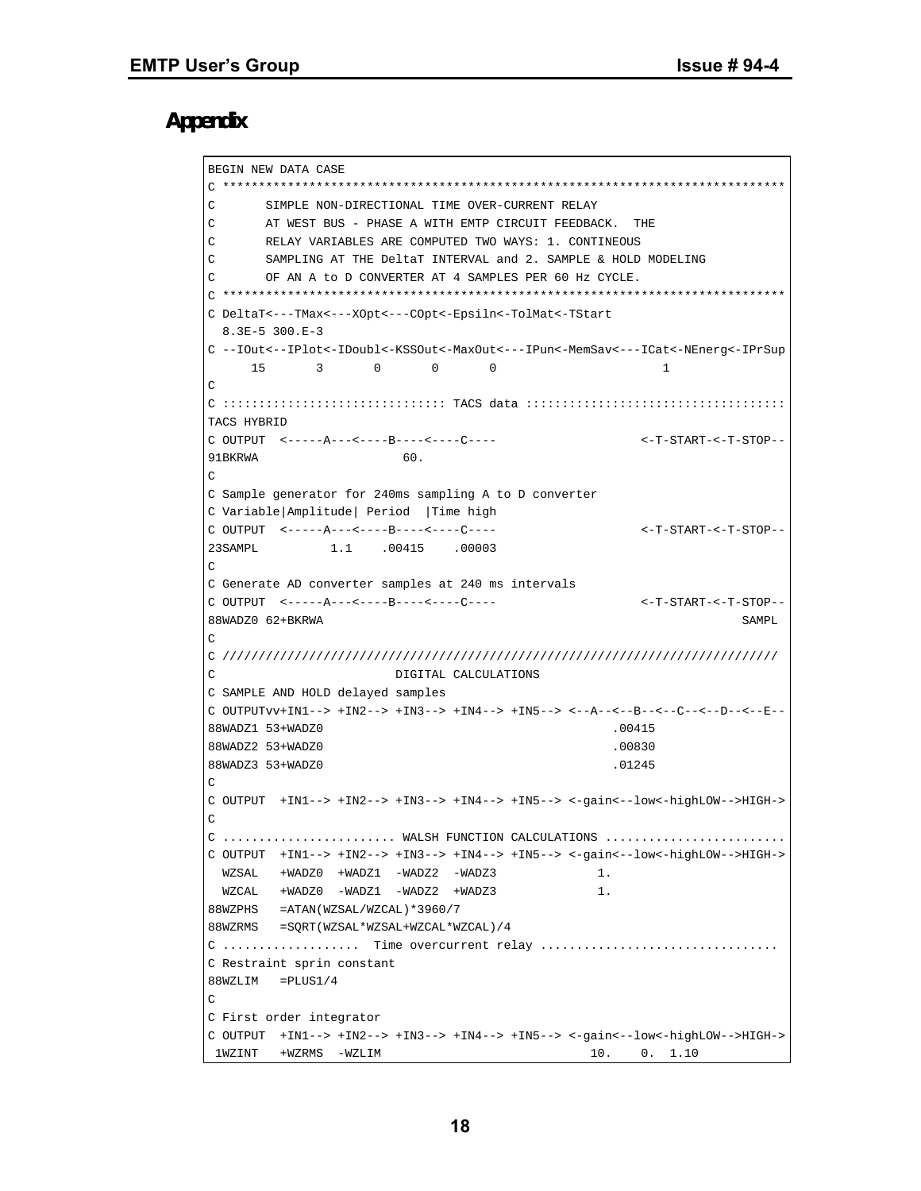# Appendix

```
BEGIN NEW DATA CASE
C ******************************************************************************
C       SIMPLE NON-DIRECTIONAL TIME OVER-CURRENT RELAY
C       AT WEST BUS - PHASE A WITH EMTP CIRCUIT FEEDBACK.  THE
C       RELAY VARIABLES ARE COMPUTED TWO WAYS: 1. CONTINEOUS
C       SAMPLING AT THE DeltaT INTERVAL and 2. SAMPLE & HOLD MODELING
C       OF AN A to D CONVERTER AT 4 SAMPLES PER 60 Hz CYCLE.
C ******************************************************************************
C DeltaT<---TMax<---XOpt<---COpt<-Epsiln<-TolMat<-TStart
  8.3E-5 300.E-3
C --IOut<--IPlot<-IDoubl<-KSSOut<-MaxOut<---IPun<-MemSav<---ICat<-NEnerg<-IPrSup
      15       3       0       0       0                       1
C
C :::::::::::::::::::::::::::::: TACS data ::::::::::::::::::::::::::::::::::::
TACS HYBRID
C OUTPUT  <-----A---<----B----<----C----                    <-T-START-<-T-STOP--
91BKRWA                     60.
C
C Sample generator for 240ms sampling A to D converter
C Variable|Amplitude| Period  |Time high
C OUTPUT  <-----A---<----B----<----C----                    <-T-START-<-T-STOP--
23SAMPL          1.1    .00415    .00003
C
C Generate AD converter samples at 240 ms intervals
C OUTPUT  <-----A---<----B----<----C----                    <-T-START-<-T-STOP--
88WADZ0 62+BKRWA                                                          SAMPL
C
C /////////////////////////////////////////////////////////////////////////////
C                          DIGITAL CALCULATIONS
C SAMPLE AND HOLD delayed samples
C OUTPUTvv+IN1--> +IN2--> +IN3--> +IN4--> +IN5--> <--A--<--B--<--C--<--D--<--E--
88WADZ1 53+WADZ0                                        .00415
88WADZ2 53+WADZ0                                        .00830
88WADZ3 53+WADZ0                                        .01245
C
C OUTPUT  +IN1--> +IN2--> +IN3--> +IN4--> +IN5--> <-gain<--low<-highLOW-->HIGH->
C
C ........................ WALSH FUNCTION CALCULATIONS .........................
C OUTPUT  +IN1--> +IN2--> +IN3--> +IN4--> +IN5--> <-gain<--low<-highLOW-->HIGH->
  WZSAL   +WADZ0  +WADZ1  -WADZ2  -WADZ3              1.
  WZCAL   +WADZ0  -WADZ1  -WADZ2  +WADZ3              1.
88WZPHS   =ATAN(WZSAL/WZCAL)*3960/7
88WZRMS   =SQRT(WZSAL*WZSAL+WZCAL*WZCAL)/4
C ..................  Time overcurrent relay ................................
C Restraint sprin constant
88WZLIM   =PLUS1/4
C
C First order integrator
C OUTPUT  +IN1--> +IN2--> +IN3--> +IN4--> +IN5--> <-gain<--low<-highLOW-->HIGH->
 1WZINT   +WZRMS  -WZLIM                             10.    0.  1.10
```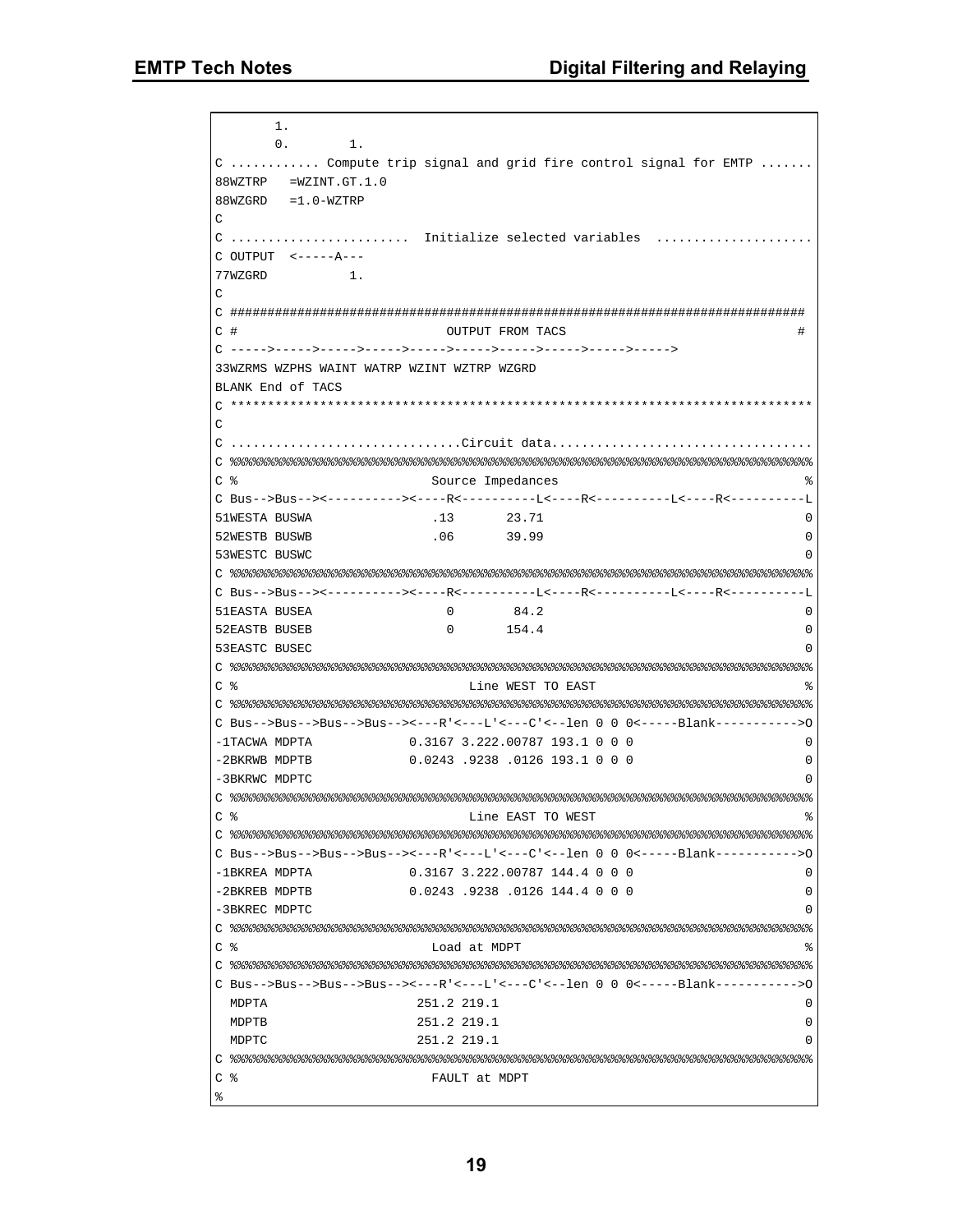```
       1.
       0.       1.
C ........... Compute trip signal and grid fire control signal for EMTP .......
88WZTRP   =WZINT.GT.1.0
88WZGRD   =1.0-WZTRP
C
C .......................  Initialize selected variables  ....................
C OUTPUT  <-----A---
77WZGRD           1.
C
C #############################################################################
C #                            OUTPUT FROM TACS                               #
C ----->----->----->----->----->----->----->----->----->----->
33WZRMS WZPHS WAINT WATRP WZINT WZTRP WZGRD
BLANK End of TACS
C *****************************************************************************
C
C ..............................Circuit data..................................
C %%%%%%%%%%%%%%%%%%%%%%%%%%%%%%%%%%%%%%%%%%%%%%%%%%%%%%%%%%%%%%%%%%%%%%%%%%%%%%%%
C %                          Source Impedances                                 %
C Bus-->Bus--><---------><----R<----------L<----R<----------L<----R<----------L
51WESTA BUSWA                .13       23.71                                   0
52WESTB BUSWB                .06       39.99                                   0
53WESTC BUSWC                                                                  0
C %%%%%%%%%%%%%%%%%%%%%%%%%%%%%%%%%%%%%%%%%%%%%%%%%%%%%%%%%%%%%%%%%%%%%%%%%%%%%%%%
C Bus-->Bus--><---------><----R<----------L<----R<----------L<----R<----------L
51EASTA BUSEA                 0        84.2                                    0
52EASTB BUSEB                 0       154.4                                    0
53EASTC BUSEC                                                                  0
C %%%%%%%%%%%%%%%%%%%%%%%%%%%%%%%%%%%%%%%%%%%%%%%%%%%%%%%%%%%%%%%%%%%%%%%%%%%%%%%%
C %                               Line WEST TO EAST                            %
C %%%%%%%%%%%%%%%%%%%%%%%%%%%%%%%%%%%%%%%%%%%%%%%%%%%%%%%%%%%%%%%%%%%%%%%%%%%%%%%%
C Bus-->Bus-->Bus-->Bus--><---R'<---L'<---C'<--len 0 0 0<-----Blank----------->O
-1TACWA MDPTA             0.3167 3.222.00787 193.1 0 0 0                       0
-2BKRWB MDPTB             0.0243 .9238 .0126 193.1 0 0 0                       0
-3BKRWC MDPTC                                                                  0
C %%%%%%%%%%%%%%%%%%%%%%%%%%%%%%%%%%%%%%%%%%%%%%%%%%%%%%%%%%%%%%%%%%%%%%%%%%%%%%%%
C %                               Line EAST TO WEST                            %
C %%%%%%%%%%%%%%%%%%%%%%%%%%%%%%%%%%%%%%%%%%%%%%%%%%%%%%%%%%%%%%%%%%%%%%%%%%%%%%%%
C Bus-->Bus-->Bus-->Bus--><---R'<---L'<---C'<--len 0 0 0<-----Blank----------->O
-1BKREA MDPTA             0.3167 3.222.00787 144.4 0 0 0                       0
-2BKREB MDPTB             0.0243 .9238 .0126 144.4 0 0 0                       0
-3BKREC MDPTC                                                                  0
C %%%%%%%%%%%%%%%%%%%%%%%%%%%%%%%%%%%%%%%%%%%%%%%%%%%%%%%%%%%%%%%%%%%%%%%%%%%%%%%%
C %                          Load at MDPT                                      %
C %%%%%%%%%%%%%%%%%%%%%%%%%%%%%%%%%%%%%%%%%%%%%%%%%%%%%%%%%%%%%%%%%%%%%%%%%%%%%%%%
C Bus-->Bus-->Bus-->Bus--><---R'<---L'<---C'<--len 0 0 0<-----Blank----------->O
  MDPTA                    251.2 219.1                                         0
  MDPTB                    251.2 219.1                                         0
  MDPTC                    251.2 219.1                                         0
C %%%%%%%%%%%%%%%%%%%%%%%%%%%%%%%%%%%%%%%%%%%%%%%%%%%%%%%%%%%%%%%%%%%%%%%%%%%%%%%%
C %                          FAULT at MDPT
%
```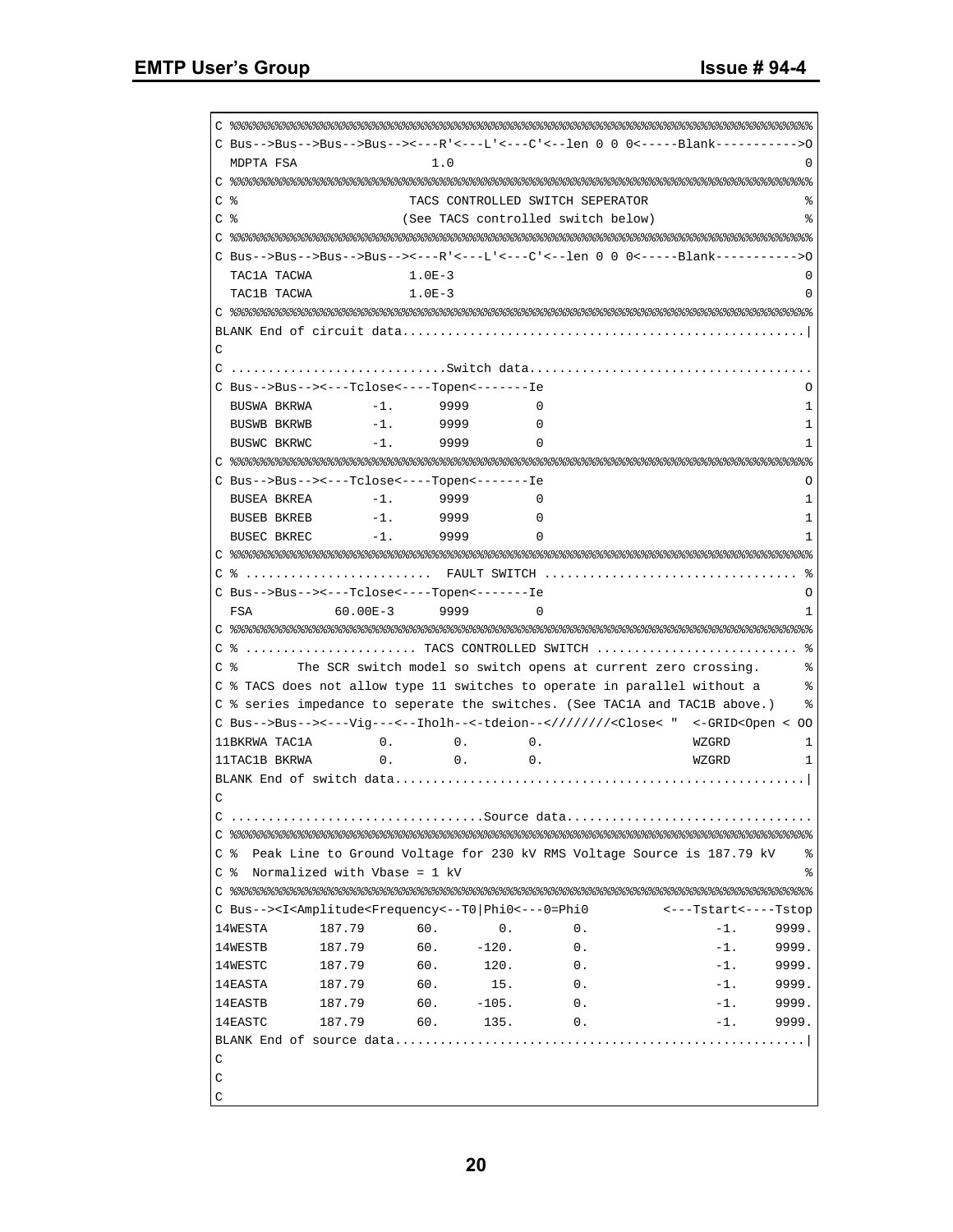```
C %%%%%%%%%%%%%%%%%%%%%%%%%%%%%%%%%%%%%%%%%%%%%%%%%%%%%%%%%%%%%%%%%%%%%%%%%%%%%%
C Bus-->Bus-->Bus-->Bus--><---R'<---L'<---C'<--len 0 0 0<-----Blank----------->O
  MDPTA FSA                 1.0                                                0
C %%%%%%%%%%%%%%%%%%%%%%%%%%%%%%%%%%%%%%%%%%%%%%%%%%%%%%%%%%%%%%%%%%%%%%%%%%%%%%
C %                        TACS CONTROLLED SWITCH SEPERATOR                    %
C %                       (See TACS controlled switch below)                   %
C %%%%%%%%%%%%%%%%%%%%%%%%%%%%%%%%%%%%%%%%%%%%%%%%%%%%%%%%%%%%%%%%%%%%%%%%%%%%%%
C Bus-->Bus-->Bus-->Bus--><---R'<---L'<---C'<--len 0 0 0<-----Blank----------->O
  TAC1A TACWA              1.0E-3                                              0
  TAC1B TACWA              1.0E-3                                              0
C %%%%%%%%%%%%%%%%%%%%%%%%%%%%%%%%%%%%%%%%%%%%%%%%%%%%%%%%%%%%%%%%%%%%%%%%%%%%%%
BLANK End of circuit data.....................................................|
C
C ............................Switch data.....................................
C Bus-->Bus--><---Tclose<----Topen<-------Ie                                   O
  BUSWA BKRWA        -1.      9999         0                                   1
  BUSWB BKRWB        -1.      9999         0                                   1
  BUSWC BKRWC        -1.      9999         0                                   1
C %%%%%%%%%%%%%%%%%%%%%%%%%%%%%%%%%%%%%%%%%%%%%%%%%%%%%%%%%%%%%%%%%%%%%%%%%%%%%%
C Bus-->Bus--><---Tclose<----Topen<-------Ie                                   O
  BUSEA BKREA        -1.      9999         0                                   1
  BUSEB BKREB        -1.      9999         0                                   1
  BUSEC BKREC        -1.      9999         0                                   1
C %%%%%%%%%%%%%%%%%%%%%%%%%%%%%%%%%%%%%%%%%%%%%%%%%%%%%%%%%%%%%%%%%%%%%%%%%%%%%%
C % ........................  FAULT SWITCH ................................. %
C Bus-->Bus--><---Tclose<----Topen<-------Ie                                   O
  FSA          60.00E-3      9999         0                                    1
C %%%%%%%%%%%%%%%%%%%%%%%%%%%%%%%%%%%%%%%%%%%%%%%%%%%%%%%%%%%%%%%%%%%%%%%%%%%%%%
C % ...................... TACS CONTROLLED SWITCH .......................... %
C %        The SCR switch model so switch opens at current zero crossing.      %
C % TACS does not allow type 11 switches to operate in parallel without a      %
C % series impedance to seperate the switches. (See TAC1A and TAC1B above.)    %
C Bus-->Bus--><---Vig---<--Iholh--<-tdeion--<////////<Close< "  <-GRID<Open < OO
11BKRWA TAC1A         0.        0.        0.                    WZGRD          1
11TAC1B BKRWA         0.        0.        0.                    WZGRD          1
BLANK End of switch data......................................................|
C
C .................................Source data................................
C %%%%%%%%%%%%%%%%%%%%%%%%%%%%%%%%%%%%%%%%%%%%%%%%%%%%%%%%%%%%%%%%%%%%%%%%%%%%%%
C %  Peak Line to Ground Voltage for 230 kV RMS Voltage Source is 187.79 kV    %
C %  Normalized with Vbase = 1 kV                                              %
C %%%%%%%%%%%%%%%%%%%%%%%%%%%%%%%%%%%%%%%%%%%%%%%%%%%%%%%%%%%%%%%%%%%%%%%%%%%%%%
C Bus--><I<Amplitude<Frequency<--T0|Phi0<---0=Phi0          <---Tstart<----Tstop
14WESTA       187.79       60.        0.        0.                 -1.     9999.
14WESTB       187.79       60.     -120.        0.                 -1.     9999.
14WESTC       187.79       60.      120.        0.                 -1.     9999.
14EASTA       187.79       60.       15.        0.                 -1.     9999.
14EASTB       187.79       60.     -105.        0.                 -1.     9999.
14EASTC       187.79       60.      135.        0.                 -1.     9999.
BLANK End of source data......................................................|
C
C
C
```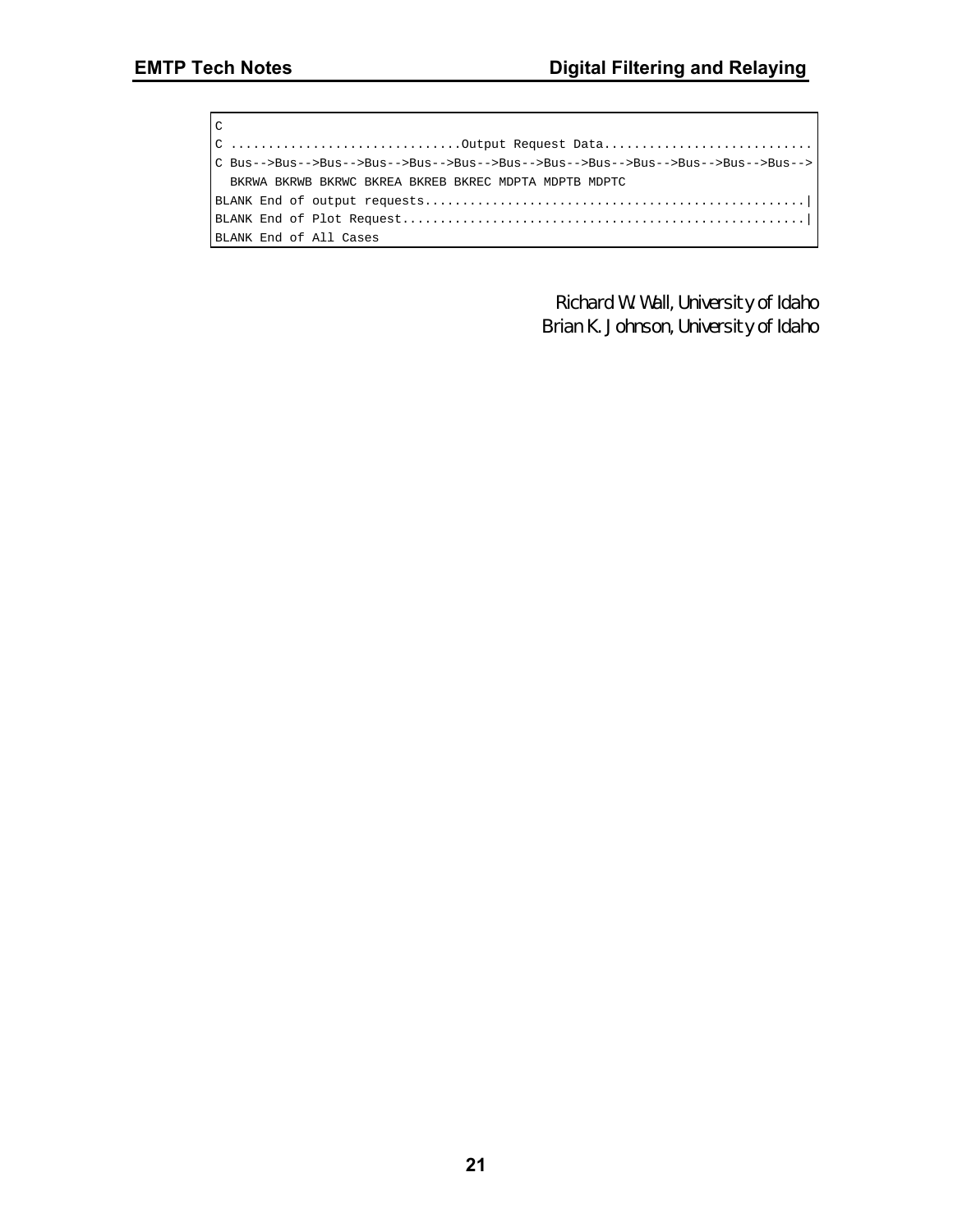```
C
C ..............................Output Request Data............................
C Bus-->Bus-->Bus-->Bus-->Bus-->Bus-->Bus-->Bus-->Bus-->Bus-->Bus-->Bus-->Bus-->
  BKRWA BKRWB BKRWC BKREA BKREB BKREC MDPTA MDPTB MDPTC
BLANK End of output requests..................................................|
BLANK End of Plot Request.....................................................|
BLANK End of All Cases
```

Richard W. Wall, University of Idaho
Brian K. Johnson, University of Idaho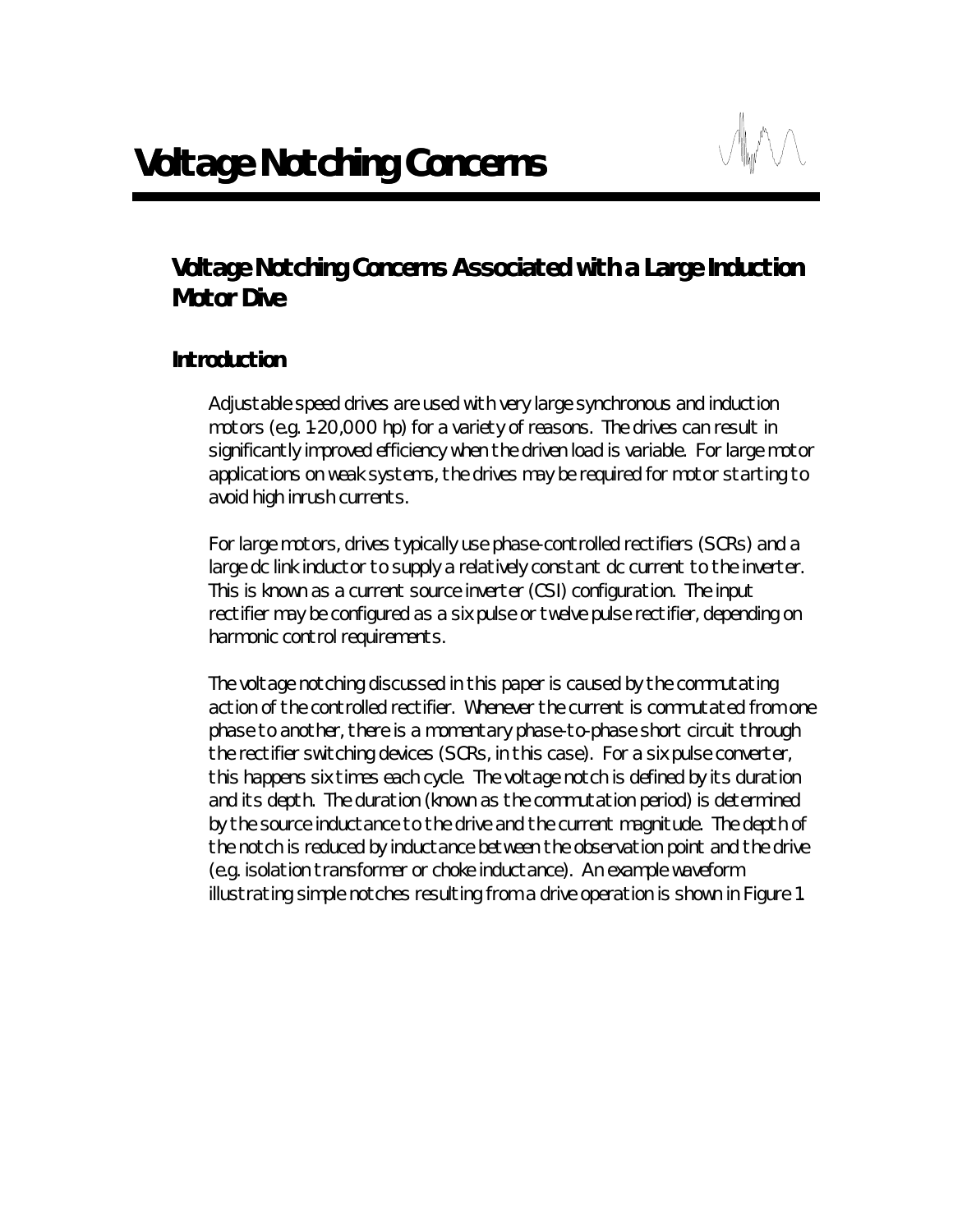# Voltage Notching Concerns

## Voltage Notching Concerns Associated with a Large Induction Motor Dive

### Introduction

Adjustable speed drives are used with very large synchronous and induction motors (e.g. 1-20,000 hp) for a variety of reasons. The drives can result in significantly improved efficiency when the driven load is variable. For large motor applications on weak systems, the drives may be required for motor starting to avoid high inrush currents.

For large motors, drives typically use phase-controlled rectifiers (SCRs) and a large dc link inductor to supply a relatively constant dc current to the inverter. This is known as a current source inverter (CSI) configuration. The input rectifier may be configured as a six pulse or twelve pulse rectifier, depending on harmonic control requirements.

The voltage notching discussed in this paper is caused by the commutating action of the controlled rectifier. Whenever the current is commutated from one phase to another, there is a momentary phase-to-phase short circuit through the rectifier switching devices (SCRs, in this case). For a six pulse converter, this happens six times each cycle. The voltage notch is defined by its duration and its depth. The duration (known as the commutation period) is determined by the source inductance to the drive and the current magnitude. The depth of the notch is reduced by inductance between the observation point and the drive (e.g. isolation transformer or choke inductance). An example waveform illustrating simple notches resulting from a drive operation is shown in Figure 1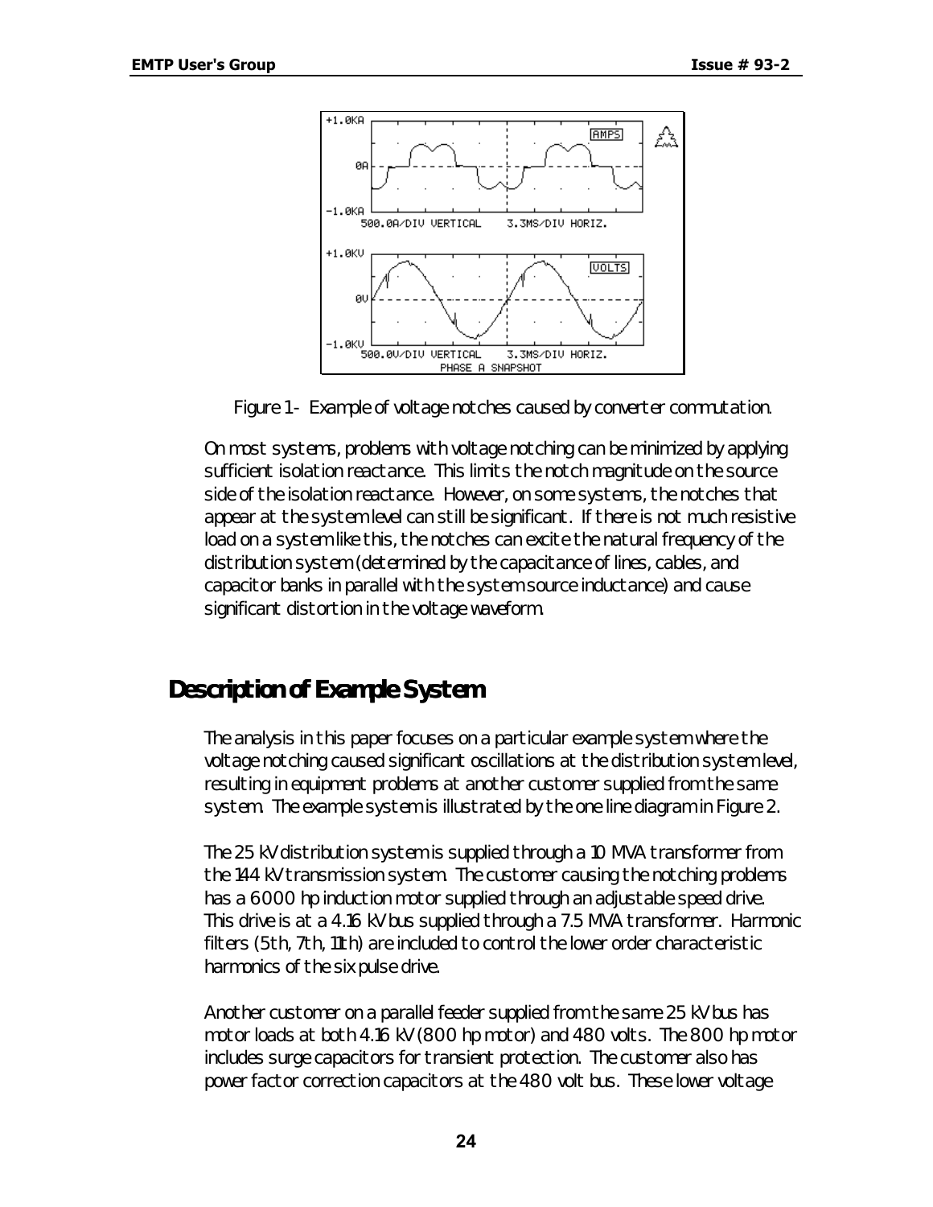Figure 1 - Example of voltage notches caused by converter commutation.

On most systems, problems with voltage notching can be minimized by applying sufficient isolation reactance. This limits the notch magnitude on the source side of the isolation reactance. However, on some systems, the notches that appear at the system level can still be significant. If there is not much resistive load on a system like this, the notches can excite the natural frequency of the distribution system (determined by the capacitance of lines, cables, and capacitor banks in parallel with the system source inductance) and cause significant distortion in the voltage waveform.

## Description of Example System

The analysis in this paper focuses on a particular example system where the voltage notching caused significant oscillations at the distribution system level, resulting in equipment problems at another customer supplied from the same system. The example system is illustrated by the one line diagram in Figure 2.

The 25 kV distribution system is supplied through a 10 MVA transformer from the 144 kV transmission system. The customer causing the notching problems has a 6000 hp induction motor supplied through an adjustable speed drive. This drive is at a 4.16 kV bus supplied through a 7.5 MVA transformer. Harmonic filters (5th, 7th, 11th) are included to control the lower order characteristic harmonics of the six pulse drive.

Another customer on a parallel feeder supplied from the same 25 kV bus has motor loads at both 4.16 kV (800 hp motor) and 480 volts. The 800 hp motor includes surge capacitors for transient protection. The customer also has power factor correction capacitors at the 480 volt bus. These lower voltage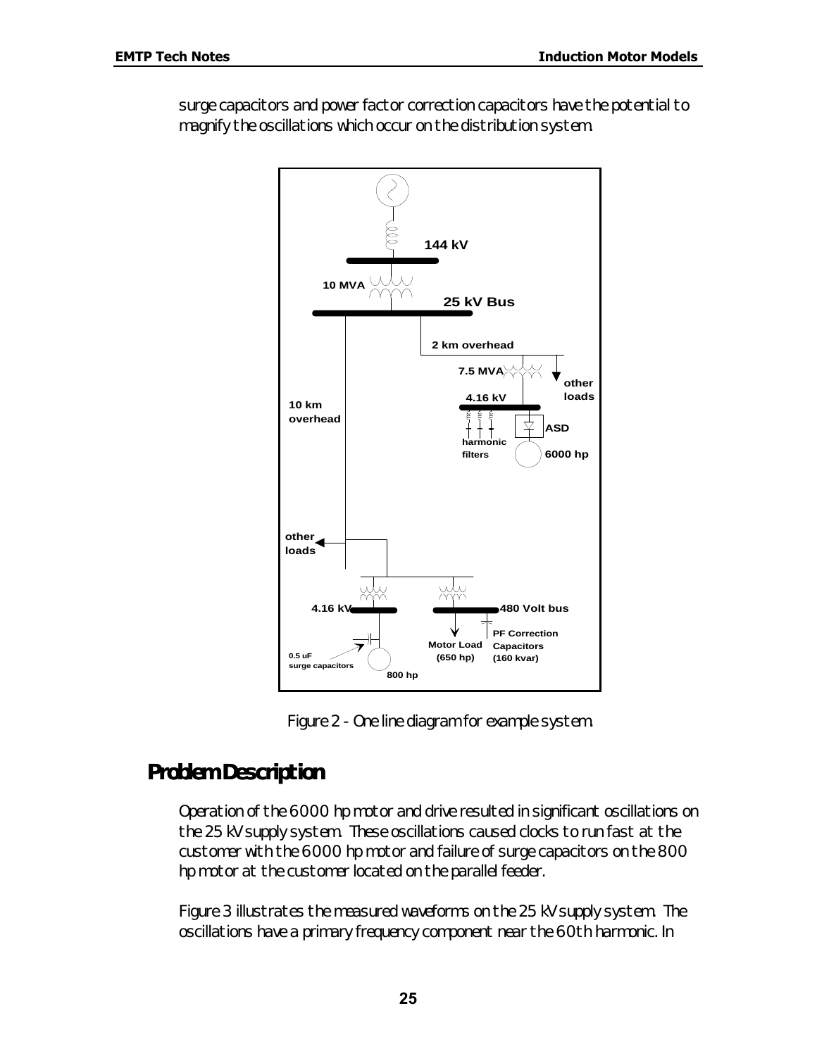surge capacitors and power factor correction capacitors have the potential to magnify the oscillations which occur on the distribution system.

Figure 2 - One line diagram for example system.

## Problem Description

Operation of the 6000 hp motor and drive resulted in significant oscillations on the 25 kV supply system. These oscillations caused clocks to run fast at the customer with the 6000 hp motor and failure of surge capacitors on the 800 hp motor at the customer located on the parallel feeder.

Figure 3 illustrates the measured waveforms on the 25 kV supply system. The oscillations have a primary frequency component near the 60th harmonic. In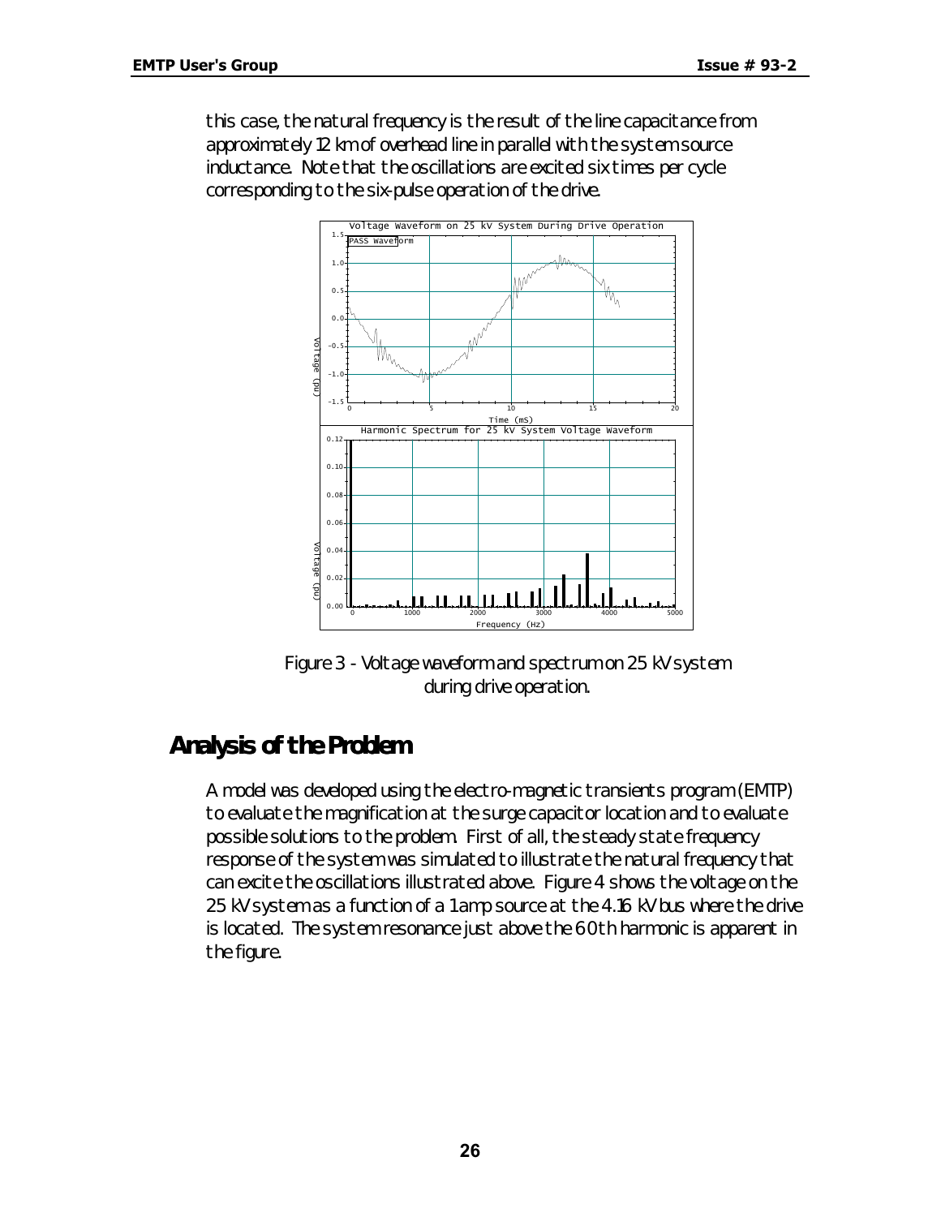this case, the natural frequency is the result of the line capacitance from approximately 12 km of overhead line in parallel with the system source inductance. Note that the oscillations are excited six times per cycle corresponding to the six-pulse operation of the drive.

Figure 3 - Voltage waveform and spectrum on 25 kV system during drive operation.

## Analysis of the Problem

A model was developed using the electro-magnetic transients program (EMTP) to evaluate the magnification at the surge capacitor location and to evaluate possible solutions to the problem. First of all, the steady state frequency response of the system was simulated to illustrate the natural frequency that can excite the oscillations illustrated above. Figure 4 shows the voltage on the 25 kV system as a function of a 1 amp source at the 4.16 kV bus where the drive is located. The system resonance just above the 60th harmonic is apparent in the figure.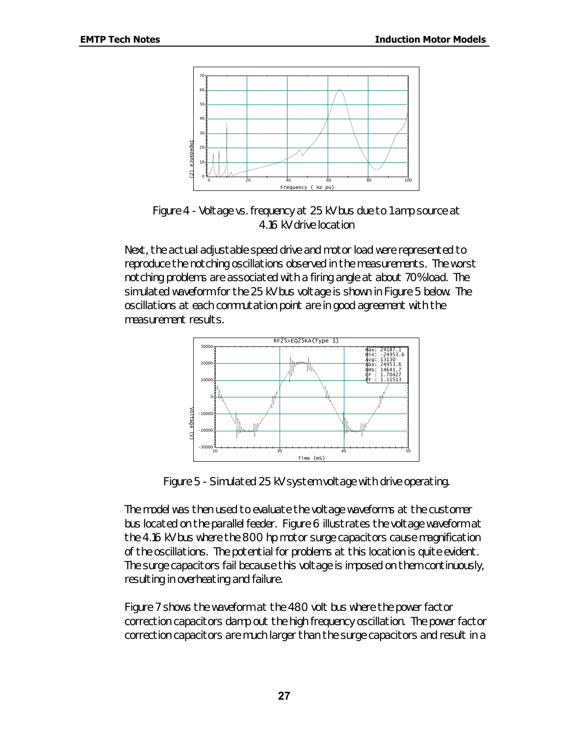Figure 4 - Voltage vs. frequency at 25 kV bus due to 1 amp source at 4.16 kV drive location

Next, the actual adjustable speed drive and motor load were represented to reproduce the notching oscillations observed in the measurements. The worst notching problems are associated with a firing angle at about 70% load. The simulated waveform for the 25 kV bus voltage is shown in Figure 5 below. The oscillations at each commutation point are in good agreement with the measurement results.

Figure 5 - Simulated 25 kV system voltage with drive operating.

The model was then used to evaluate the voltage waveforms at the customer bus located on the parallel feeder. Figure 6 illustrates the voltage waveform at the 4.16 kV bus where the 800 hp motor surge capacitors cause magnification of the oscillations. The potential for problems at this location is quite evident. The surge capacitors fail because this voltage is imposed on them continuously, resulting in overheating and failure.

Figure 7 shows the waveform at the 480 volt bus where the power factor correction capacitors damp out the high frequency oscillation. The power factor correction capacitors are much larger than the surge capacitors and result in a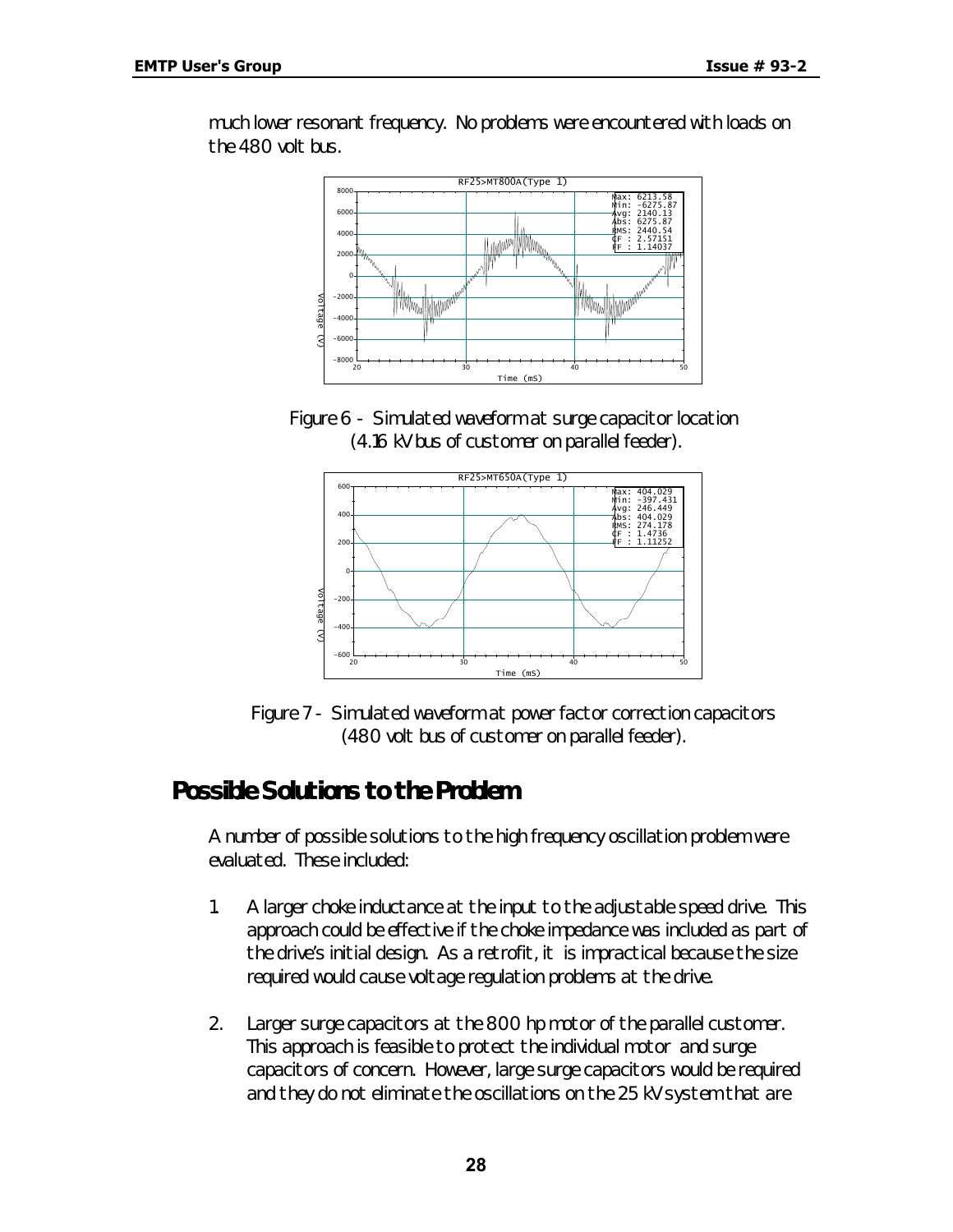much lower resonant frequency. No problems were encountered with loads on the 480 volt bus.

Figure 6 - Simulated waveform at surge capacitor location (4.16 kV bus of customer on parallel feeder).

Figure 7 - Simulated waveform at power factor correction capacitors (480 volt bus of customer on parallel feeder).

## Possible Solutions to the Problem

A number of possible solutions to the high frequency oscillation problem were evaluated. These included:

1. A larger choke inductance at the input to the adjustable speed drive. This approach could be effective if the choke impedance was included as part of the drive's initial design. As a retrofit, it is impractical because the size required would cause voltage regulation problems at the drive.

2. Larger surge capacitors at the 800 hp motor of the parallel customer. This approach is feasible to protect the individual motor and surge capacitors of concern. However, large surge capacitors would be required and they do not eliminate the oscillations on the 25 kV system that are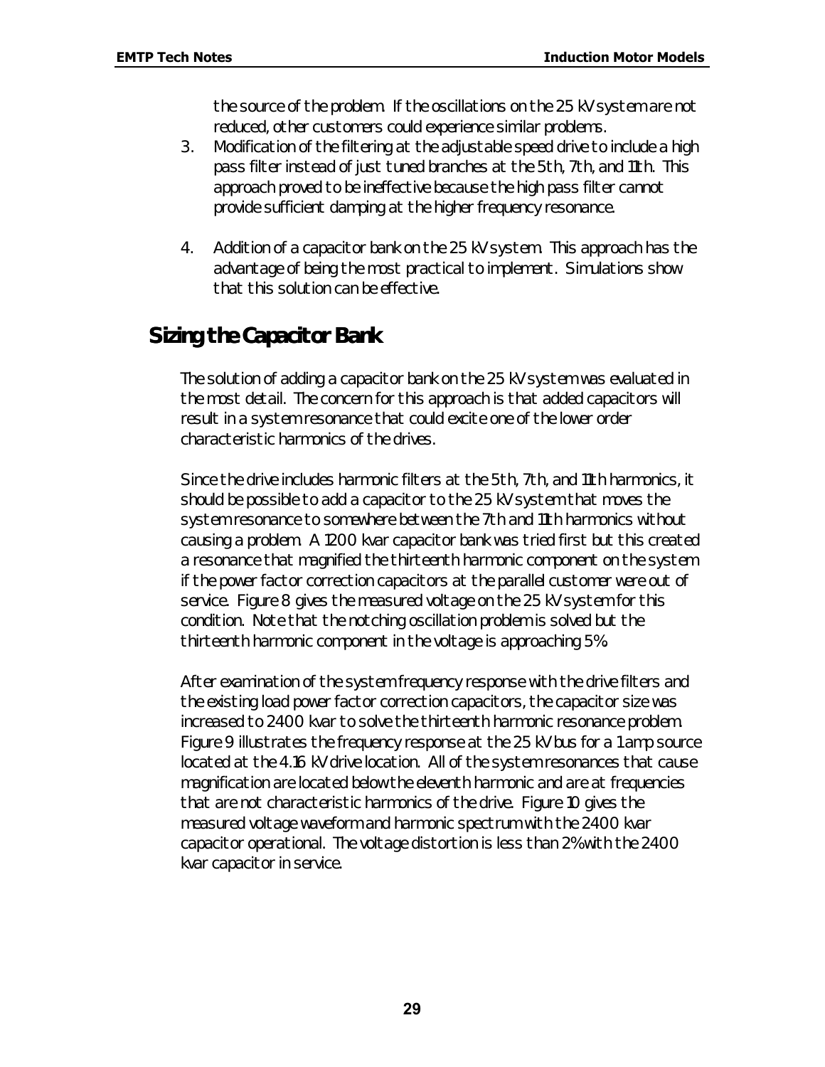the source of the problem. If the oscillations on the 25 kV system are not reduced, other customers could experience similar problems.

3. Modification of the filtering at the adjustable speed drive to include a high pass filter instead of just tuned branches at the 5th, 7th, and 11th. This approach proved to be ineffective because the high pass filter cannot provide sufficient damping at the higher frequency resonance.

4. Addition of a capacitor bank on the 25 kV system. This approach has the advantage of being the most practical to implement. Simulations show that this solution can be effective.

## Sizing the Capacitor Bank

The solution of adding a capacitor bank on the 25 kV system was evaluated in the most detail. The concern for this approach is that added capacitors will result in a system resonance that could excite one of the lower order characteristic harmonics of the drives.

Since the drive includes harmonic filters at the 5th, 7th, and 11th harmonics, it should be possible to add a capacitor to the 25 kV system that moves the system resonance to somewhere between the 7th and 11th harmonics without causing a problem. A 1200 kvar capacitor bank was tried first but this created a resonance that magnified the thirteenth harmonic component on the system if the power factor correction capacitors at the parallel customer were out of service. Figure 8 gives the measured voltage on the 25 kV system for this condition. Note that the notching oscillation problem is solved but the thirteenth harmonic component in the voltage is approaching 5%.

After examination of the system frequency response with the drive filters and the existing load power factor correction capacitors, the capacitor size was increased to 2400 kvar to solve the thirteenth harmonic resonance problem. Figure 9 illustrates the frequency response at the 25 kV bus for a 1 amp source located at the 4.16 kV drive location. All of the system resonances that cause magnification are located below the eleventh harmonic and are at frequencies that are not characteristic harmonics of the drive. Figure 10 gives the measured voltage waveform and harmonic spectrum with the 2400 kvar capacitor operational. The voltage distortion is less than 2% with the 2400 kvar capacitor in service.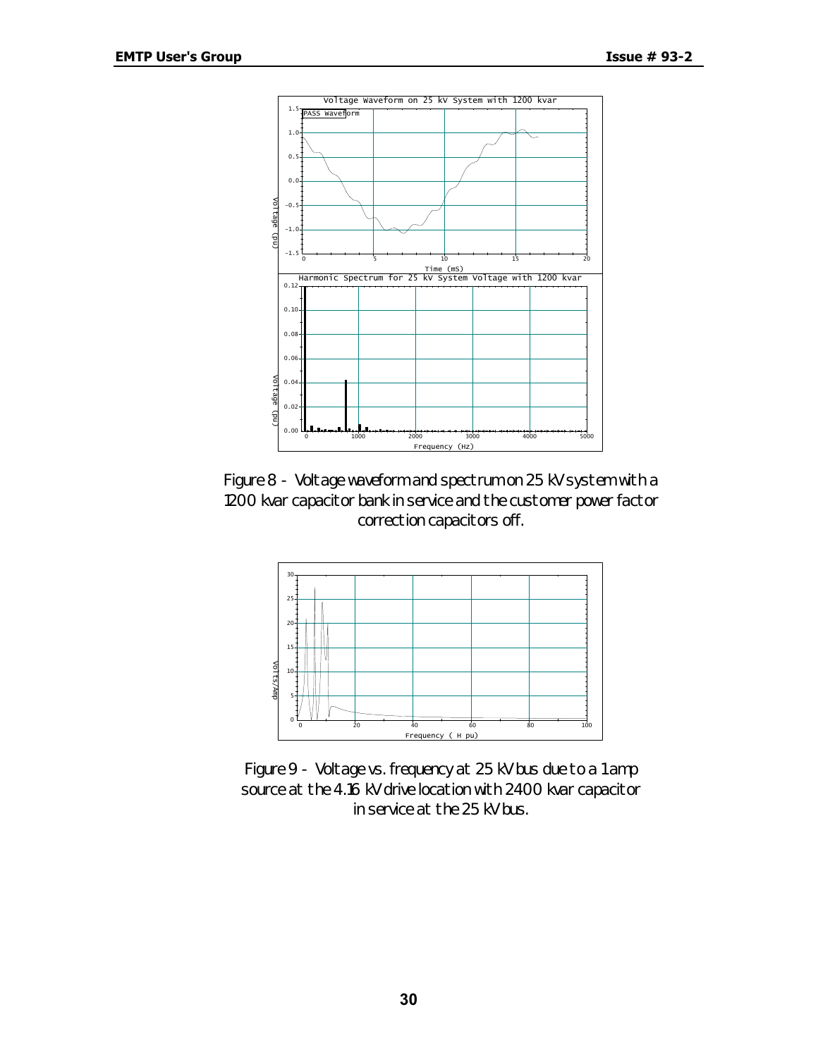Figure 8 - Voltage waveform and spectrum on 25 kV system with a 1200 kvar capacitor bank in service and the customer power factor correction capacitors off.

Figure 9 - Voltage vs. frequency at 25 kV bus due to a 1 amp source at the 4.16 kV drive location with 2400 kvar capacitor in service at the 25 kV bus.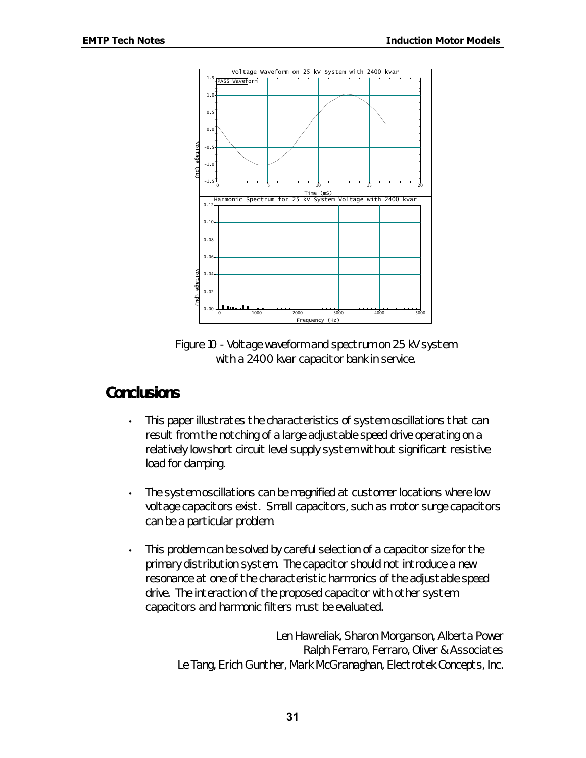Figure 10 - Voltage waveform and spectrum on 25 kV system with a 2400 kvar capacitor bank in service.

## Conclusions

- This paper illustrates the characteristics of system oscillations that can result from the notching of a large adjustable speed drive operating on a relatively low short circuit level supply system without significant resistive load for damping.

- The system oscillations can be magnified at customer locations where low voltage capacitors exist. Small capacitors, such as motor surge capacitors can be a particular problem.

- This problem can be solved by careful selection of a capacitor size for the primary distribution system. The capacitor should not introduce a new resonance at one of the characteristic harmonics of the adjustable speed drive. The interaction of the proposed capacitor with other system capacitors and harmonic filters must be evaluated.

Len Hawreliak, Sharon Morganson, Alberta Power
Ralph Ferraro, Ferraro, Oliver & Associates
Le Tang, Erich Gunther, Mark McGranaghan, Electrotek Concepts, Inc.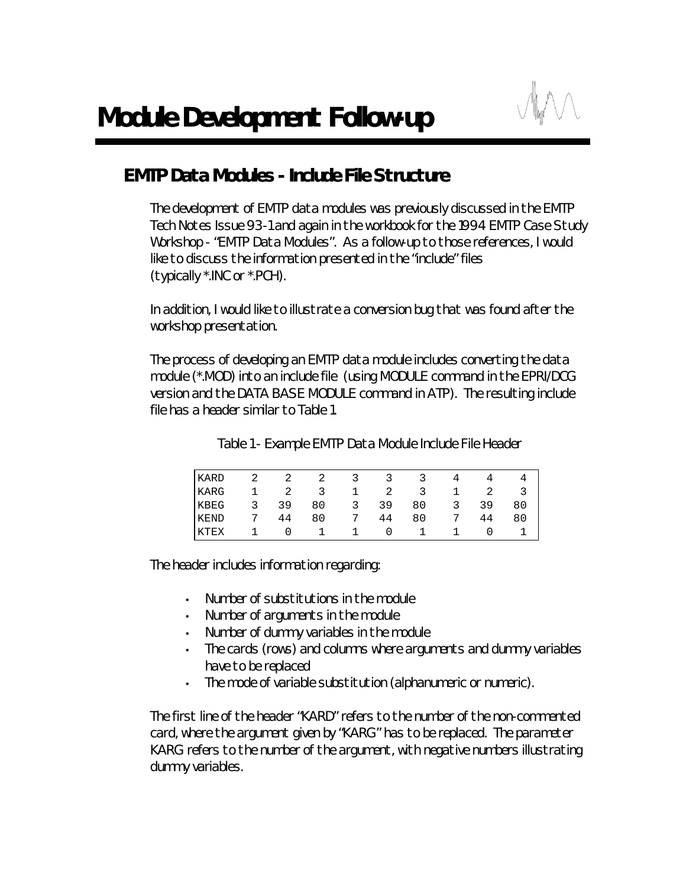# Module Development: Follow-up

## EMTP Data Modules - Include File Structure

The development of EMTP data modules was previously discussed in the EMTP Tech Notes Issue 93-1 and again in the workbook for the 1994 EMTP Case Study Workshop - "EMTP Data Modules". As a follow-up to those references, I would like to discuss the information presented in the "include" files (typically *.INC or *.PCH).

In addition, I would like to illustrate a conversion bug that was found after the workshop presentation.

The process of developing an EMTP data module includes converting the data module (*.MOD) into an include file (using MODULE command in the EPRI/DCG version and the DATA BASE MODULE command in ATP). The resulting include file has a header similar to Table 1.

Table 1 - Example EMTP Data Module Include File Header

```
KARD    2    2    2    3    3    3    4    4    4
KARG    1    2    3    1    2    3    1    2    3
KBEG    3   39   80    3   39   80    3   39   80
KEND    7   44   80    7   44   80    7   44   80
KTEX    1    0    1    1    0    1    1    0    1
```

The header includes information regarding:

- Number of substitutions in the module
- Number of arguments in the module
- Number of dummy variables in the module
- The cards (rows) and columns where arguments and dummy variables have to be replaced
- The mode of variable substitution (alphanumeric or numeric).

The first line of the header "KARD" refers to the number of the non-commented card, where the argument given by "KARG" has to be replaced. The parameter KARG refers to the number of the argument, with negative numbers illustrating dummy variables.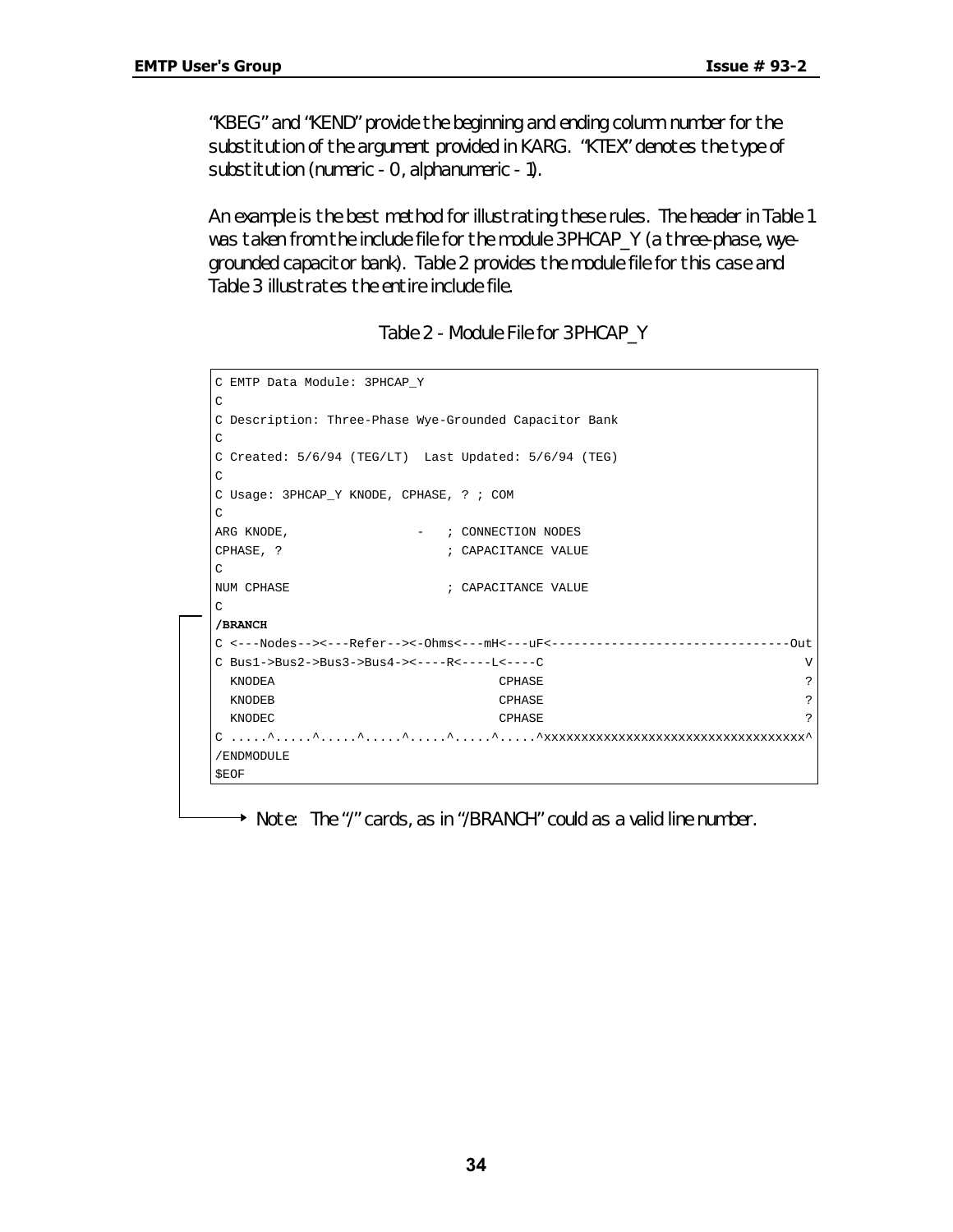"KBEG" and "KEND" provide the beginning and ending column number for the substitution of the argument provided in KARG. "KTEX" denotes the type of substitution (numeric - 0, alphanumeric - 1).

An example is the best method for illustrating these rules. The header in Table 1 was taken from the include file for the module 3PHCAP_Y (a three-phase, wye-grounded capacitor bank). Table 2 provides the module file for this case and Table 3 illustrates the entire include file.

Table 2 - Module File for 3PHCAP_Y

```
C EMTP Data Module: 3PHCAP_Y
C
C Description: Three-Phase Wye-Grounded Capacitor Bank
C
C Created: 5/6/94 (TEG/LT)  Last Updated: 5/6/94 (TEG)
C
C Usage: 3PHCAP_Y KNODE, CPHASE, ? ; COM
C
ARG KNODE,                 -   ; CONNECTION NODES
CPHASE, ?                      ; CAPACITANCE VALUE
C
NUM CPHASE                     ; CAPACITANCE VALUE
C
/BRANCH
C <---Nodes--><---Refer--><-Ohms<---mH<---uF<--------------------------------Out
C Bus1->Bus2->Bus3->Bus4-><----R<----L<----C                                  V
  KNODEA                              CPHASE                                  ?
  KNODEB                              CPHASE                                  ?
  KNODEC                              CPHASE                                  ?
C .....^.....^.....^.....^.....^.....^.....^xxxxxxxxxxxxxxxxxxxxxxxxxxxxxxxxxxx^
/ENDMODULE
$EOF
```

Note: The "/" cards, as in "/BRANCH" could as a valid line number.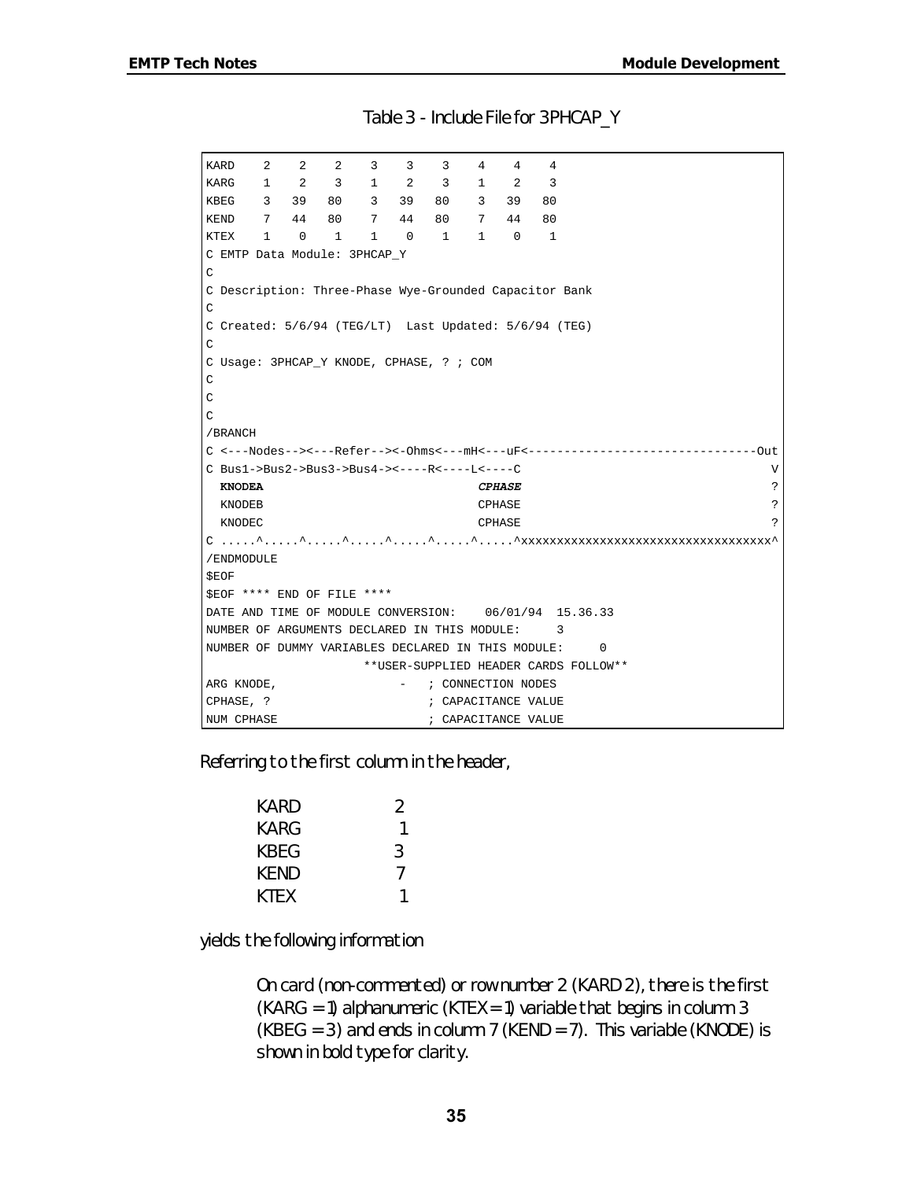Table 3 - Include File for 3PHCAP_Y

```
KARD    2    2    2    3    3    3    4    4    4
KARG    1    2    3    1    2    3    1    2    3
KBEG    3   39   80    3   39   80    3   39   80
KEND    7   44   80    7   44   80    7   44   80
KTEX    1    0    1    1    0    1    1    0    1
C EMTP Data Module: 3PHCAP_Y
C
C Description: Three-Phase Wye-Grounded Capacitor Bank
C
C Created: 5/6/94 (TEG/LT)  Last Updated: 5/6/94 (TEG)
C
C Usage: 3PHCAP_Y KNODE, CPHASE, ? ; COM
C
C
C
/BRANCH
C <---Nodes--><---Refer--><-Ohms<---mH<---uF<--------------------------------Out
C Bus1->Bus2->Bus3->Bus4-><----R<----L<----C                                  V
  KNODEA                              CPHASE                                  ?
  KNODEB                              CPHASE                                  ?
  KNODEC                              CPHASE                                  ?
C .....^.....^.....^.....^.....^.....^.....^xxxxxxxxxxxxxxxxxxxxxxxxxxxxxxxxxxx^
/ENDMODULE
$EOF
$EOF **** END OF FILE ****
DATE AND TIME OF MODULE CONVERSION:    06/01/94  15.36.33
NUMBER OF ARGUMENTS DECLARED IN THIS MODULE:     3
NUMBER OF DUMMY VARIABLES DECLARED IN THIS MODULE:     0
                      **USER-SUPPLIED HEADER CARDS FOLLOW**
ARG KNODE,                 -   ; CONNECTION NODES
CPHASE, ?                      ; CAPACITANCE VALUE
NUM CPHASE                     ; CAPACITANCE VALUE
```

Referring to the first column in the header,

| | |
|---|---|
| KARD | 2 |
| KARG | 1 |
| KBEG | 3 |
| KEND | 7 |
| KTEX | 1 |

yields the following information

> On card (non-commented) or row number 2 (KARD 2), there is the first (KARG = 1) alphanumeric (KTEX = 1) variable that begins in column 3 (KBEG = 3) and ends in column 7 (KEND = 7). This variable (KNODE) is shown in bold type for clarity.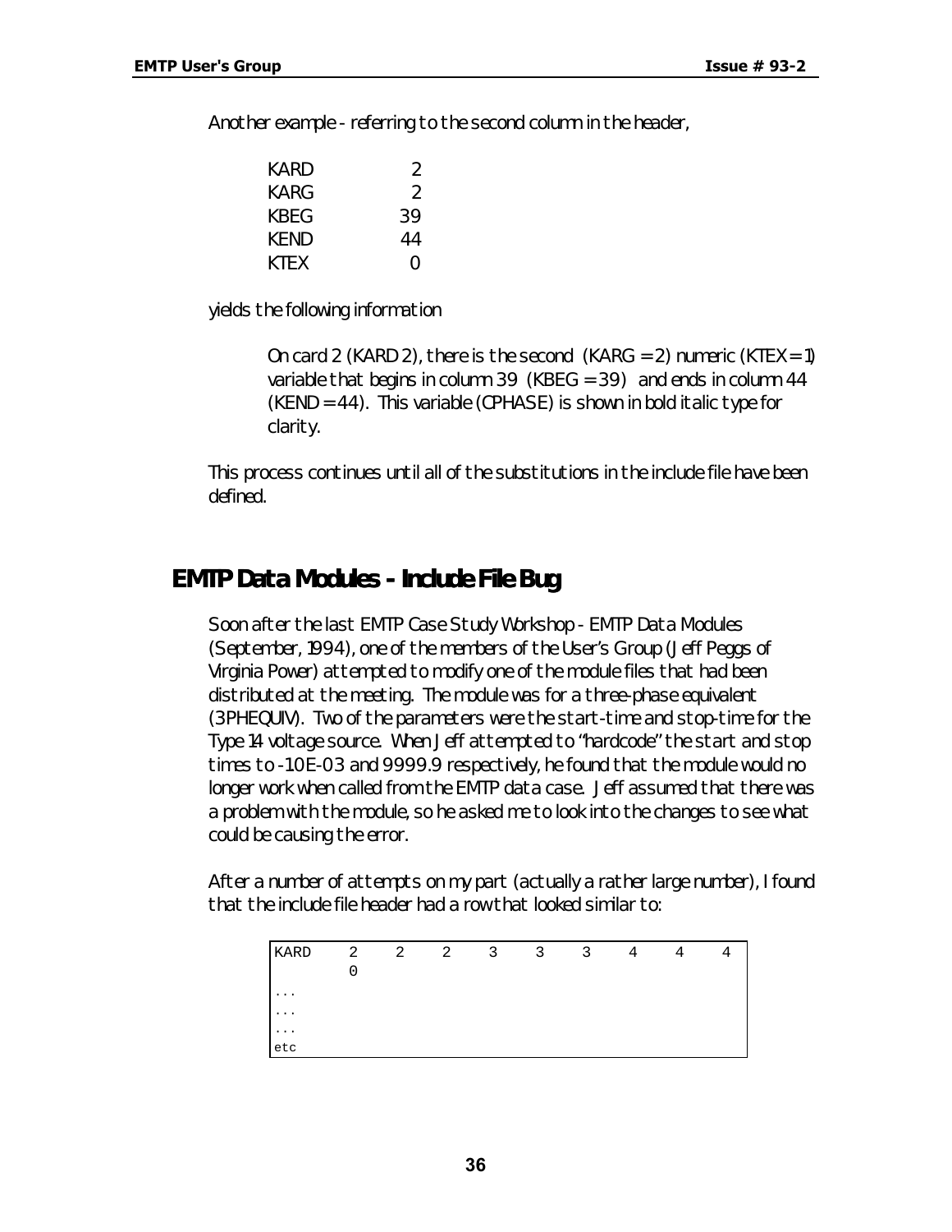Another example - referring to the second column in the header,

| | |
|---|---|
| KARD | 2 |
| KARG | 2 |
| KBEG | 39 |
| KEND | 44 |
| KTEX | 0 |

yields the following information

> On card 2 (KARD 2), there is the second (KARG = 2) numeric (KTEX = 1) variable that begins in column 39 (KBEG = 39) and ends in column 44 (KEND = 44). This variable (CPHASE) is shown in bold italic type for clarity.

This process continues until all of the substitutions in the include file have been defined.

## EMTP Data Modules - Include File Bug

Soon after the last EMTP Case Study Workshop - EMTP Data Modules (September, 1994), one of the members of the User's Group (Jeff Peggs of Virginia Power) attempted to modify one of the module files that had been distributed at the meeting. The module was for a three-phase equivalent (3PHEQUIV). Two of the parameters were the start-time and stop-time for the Type 14 voltage source. When Jeff attempted to "hardcode" the start and stop times to -1.0E-03 and 9999.9 respectively, he found that the module would no longer work when called from the EMTP data case. Jeff assumed that there was a problem with the module, so he asked me to look into the changes to see what could be causing the error.

After a number of attempts on my part (actually a rather large number), I found that the include file header had a row that looked similar to:

```
KARD    2    2    2    3    3    3    4    4    4
        0
...
...
...
etc
```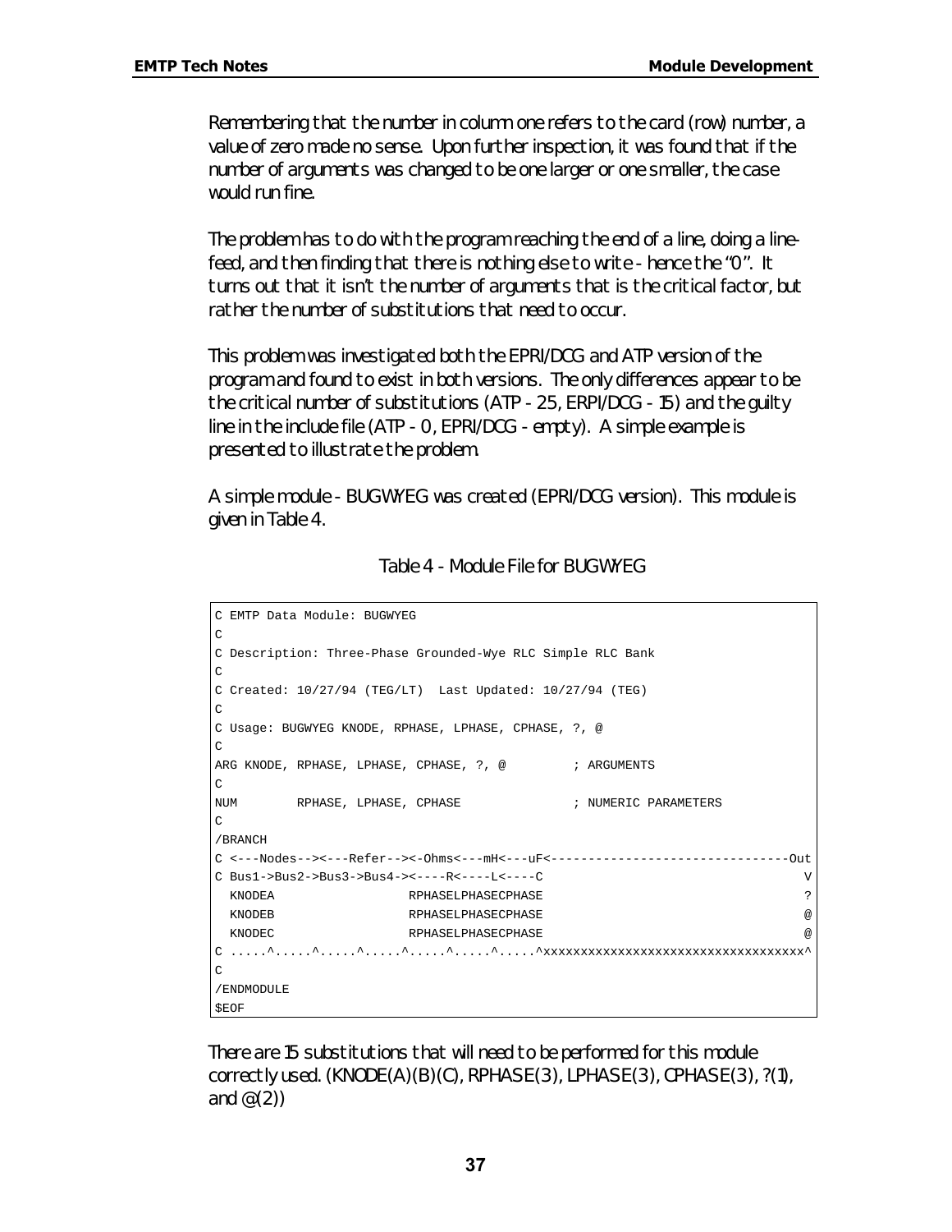Remembering that the number in column one refers to the card (row) number, a value of zero made no sense. Upon further inspection, it was found that if the number of arguments was changed to be one larger or one smaller, the case would run fine.

The problem has to do with the program reaching the end of a line, doing a line-feed, and then finding that there is nothing else to write - hence the "0". It turns out that it isn't the number of arguments that is the critical factor, but rather the number of substitutions that need to occur.

This problem was investigated both the EPRI/DCG and ATP version of the program and found to exist in both versions. The only differences appear to be the critical number of substitutions (ATP - 25, ERPI/DCG - 15) and the guilty line in the include file (ATP - 0, EPRI/DCG - empty). A simple example is presented to illustrate the problem.

A simple module - BUGWYEG was created (EPRI/DCG version). This module is given in Table 4.

Table 4 - Module File for BUGWYEG

```
C EMTP Data Module: BUGWYEG
C
C Description: Three-Phase Grounded-Wye RLC Simple RLC Bank
C
C Created: 10/27/94 (TEG/LT)  Last Updated: 10/27/94 (TEG)
C
C Usage: BUGWYEG KNODE, RPHASE, LPHASE, CPHASE, ?, @
C
ARG KNODE, RPHASE, LPHASE, CPHASE, ?, @         ; ARGUMENTS
C
NUM        RPHASE, LPHASE, CPHASE               ; NUMERIC PARAMETERS
C
/BRANCH
C <---Nodes--><---Refer--><-Ohms<---mH<---uF<--------------------------------Out
C Bus1->Bus2->Bus3->Bus4-><----R<----L<----C                                   V
  KNODEA                  RPHASELPHASECPHASE                                   ?
  KNODEB                  RPHASELPHASECPHASE                                   @
  KNODEC                  RPHASELPHASECPHASE                                   @
C .....^.....^.....^.....^.....^.....^.....^xxxxxxxxxxxxxxxxxxxxxxxxxxxxxxxxxxx^
C
/ENDMODULE
$EOF
```

There are 15 substitutions that will need to be performed for this module correctly used. (KNODE(A)(B)(C), RPHASE(3), LPHASE(3), CPHASE(3), ?(1), and @(2))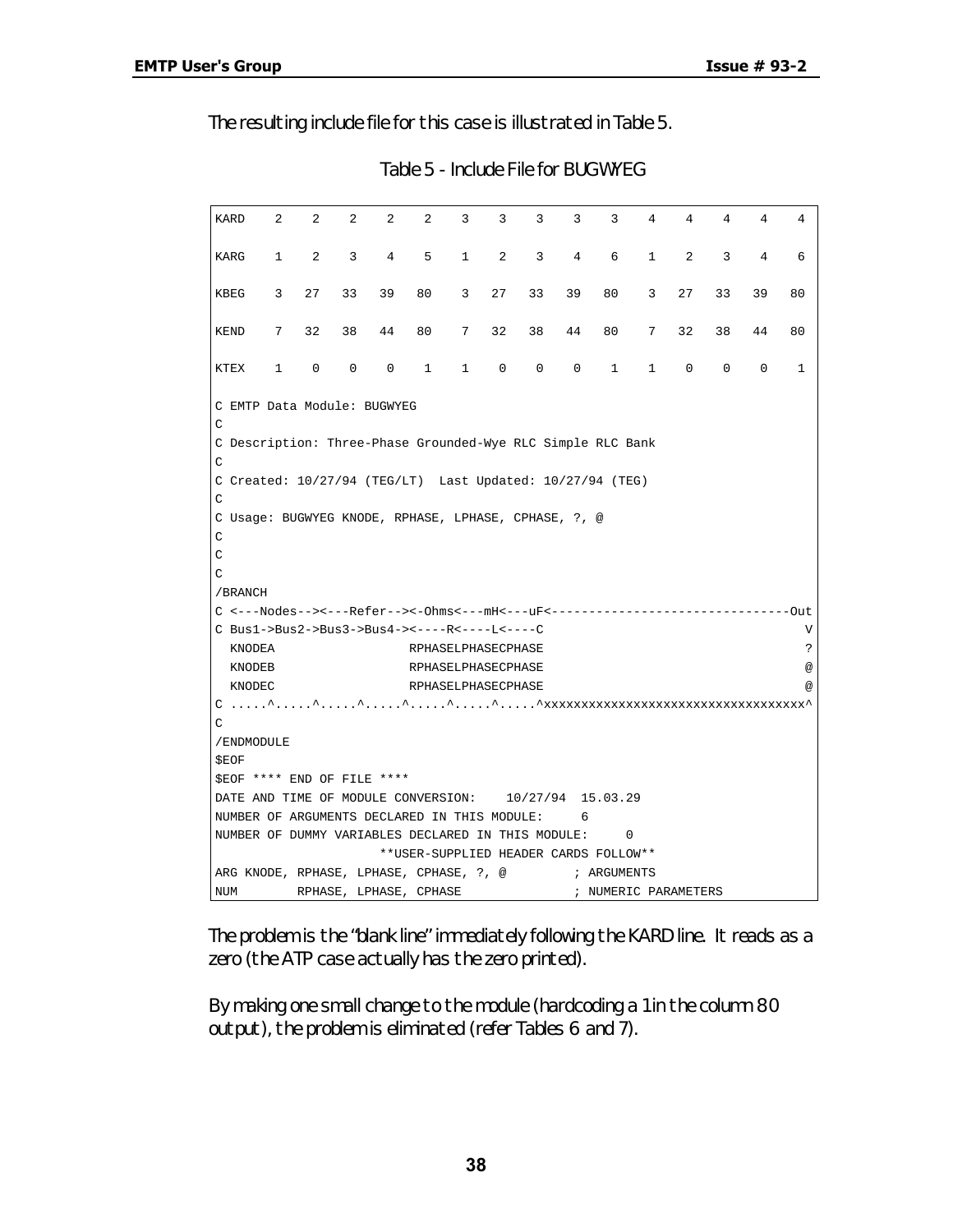The resulting include file for this case is illustrated in Table 5.

Table 5 - Include File for BUGWYEG

```
KARD    2    2    2    2    2    3    3    3    3    3    4    4    4    4    4

KARG    1    2    3    4    5    1    2    3    4    6    1    2    3    4    6

KBEG    3   27   33   39   80    3   27   33   39   80    3   27   33   39   80

KEND    7   32   38   44   80    7   32   38   44   80    7   32   38   44   80

KTEX    1    0    0    0    1    1    0    0    0    1    1    0    0    0    1

C EMTP Data Module: BUGWYEG
C
C Description: Three-Phase Grounded-Wye RLC Simple RLC Bank
C
C Created: 10/27/94 (TEG/LT)  Last Updated: 10/27/94 (TEG)
C
C Usage: BUGWYEG KNODE, RPHASE, LPHASE, CPHASE, ?, @
C
C
C
/BRANCH
C <---Nodes--><---Refer--><-Ohms<---mH<---uF<-------------------------------Out
C Bus1->Bus2->Bus3->Bus4-><----R<----L<----C                                   V
  KNODEA                  RPHASELPHASECPHASE                                   ?
  KNODEB                  RPHASELPHASECPHASE                                   @
  KNODEC                  RPHASELPHASECPHASE                                   @
C .....^.....^.....^.....^.....^.....^.....^xxxxxxxxxxxxxxxxxxxxxxxxxxxxxxxxxxx^
C
/ENDMODULE
$EOF
$EOF **** END OF FILE ****
DATE AND TIME OF MODULE CONVERSION:    10/27/94  15.03.29
NUMBER OF ARGUMENTS DECLARED IN THIS MODULE:     6
NUMBER OF DUMMY VARIABLES DECLARED IN THIS MODULE:     0
                      **USER-SUPPLIED HEADER CARDS FOLLOW**
ARG KNODE, RPHASE, LPHASE, CPHASE, ?, @         ; ARGUMENTS
NUM        RPHASE, LPHASE, CPHASE               ; NUMERIC PARAMETERS
```

The problem is the "blank line" immediately following the KARD line. It reads as a zero (the ATP case actually has the zero printed).

By making one small change to the module (hardcoding a 1 in the column 80 output), the problem is eliminated (refer Tables 6 and 7).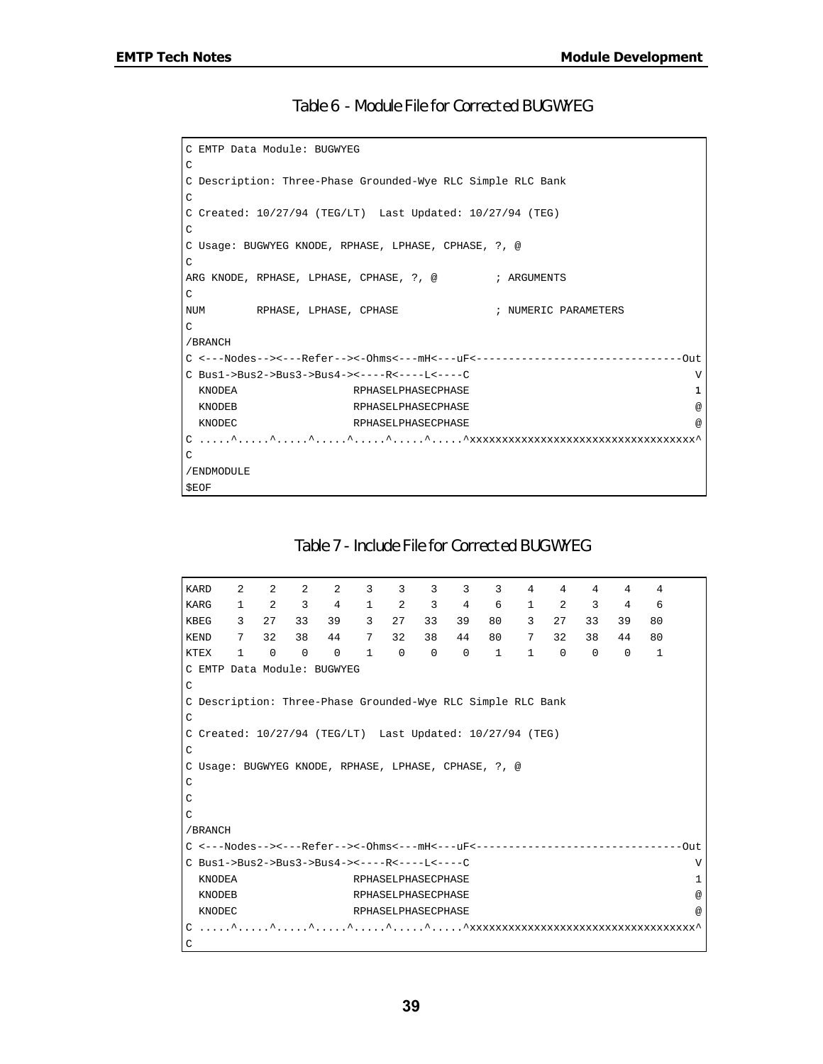Table 6 - Module File for Corrected BUGWYEG

```
C EMTP Data Module: BUGWYEG
C
C Description: Three-Phase Grounded-Wye RLC Simple RLC Bank
C
C Created: 10/27/94 (TEG/LT)  Last Updated: 10/27/94 (TEG)
C
C Usage: BUGWYEG KNODE, RPHASE, LPHASE, CPHASE, ?, @
C
ARG KNODE, RPHASE, LPHASE, CPHASE, ?, @         ; ARGUMENTS
C
NUM        RPHASE, LPHASE, CPHASE               ; NUMERIC PARAMETERS
C
/BRANCH
C <---Nodes--><---Refer--><-Ohms<---mH<---uF<--------------------------------Out
C Bus1->Bus2->Bus3->Bus4-><----R<----L<----C                                  V
  KNODEA                  RPHASELPHASECPHASE                                  1
  KNODEB                  RPHASELPHASECPHASE                                  @
  KNODEC                  RPHASELPHASECPHASE                                  @
C .....^.....^.....^.....^.....^.....^.....^xxxxxxxxxxxxxxxxxxxxxxxxxxxxxxxxxxx^
C
/ENDMODULE
$EOF
```

Table 7 - Include File for Corrected BUGWYEG

```
KARD    2    2    2    2    3    3    3    3    3    4    4    4    4    4
KARG    1    2    3    4    1    2    3    4    6    1    2    3    4    6
KBEG    3   27   33   39    3   27   33   39   80    3   27   33   39   80
KEND    7   32   38   44    7   32   38   44   80    7   32   38   44   80
KTEX    1    0    0    0    1    0    0    0    1    1    0    0    0    1
C EMTP Data Module: BUGWYEG
C
C Description: Three-Phase Grounded-Wye RLC Simple RLC Bank
C
C Created: 10/27/94 (TEG/LT)  Last Updated: 10/27/94 (TEG)
C
C Usage: BUGWYEG KNODE, RPHASE, LPHASE, CPHASE, ?, @
C
C
C
/BRANCH
C <---Nodes--><---Refer--><-Ohms<---mH<---uF<--------------------------------Out
C Bus1->Bus2->Bus3->Bus4-><----R<----L<----C                                  V
  KNODEA                  RPHASELPHASECPHASE                                  1
  KNODEB                  RPHASELPHASECPHASE                                  @
  KNODEC                  RPHASELPHASECPHASE                                  @
C .....^.....^.....^.....^.....^.....^.....^xxxxxxxxxxxxxxxxxxxxxxxxxxxxxxxxxxx^
C
```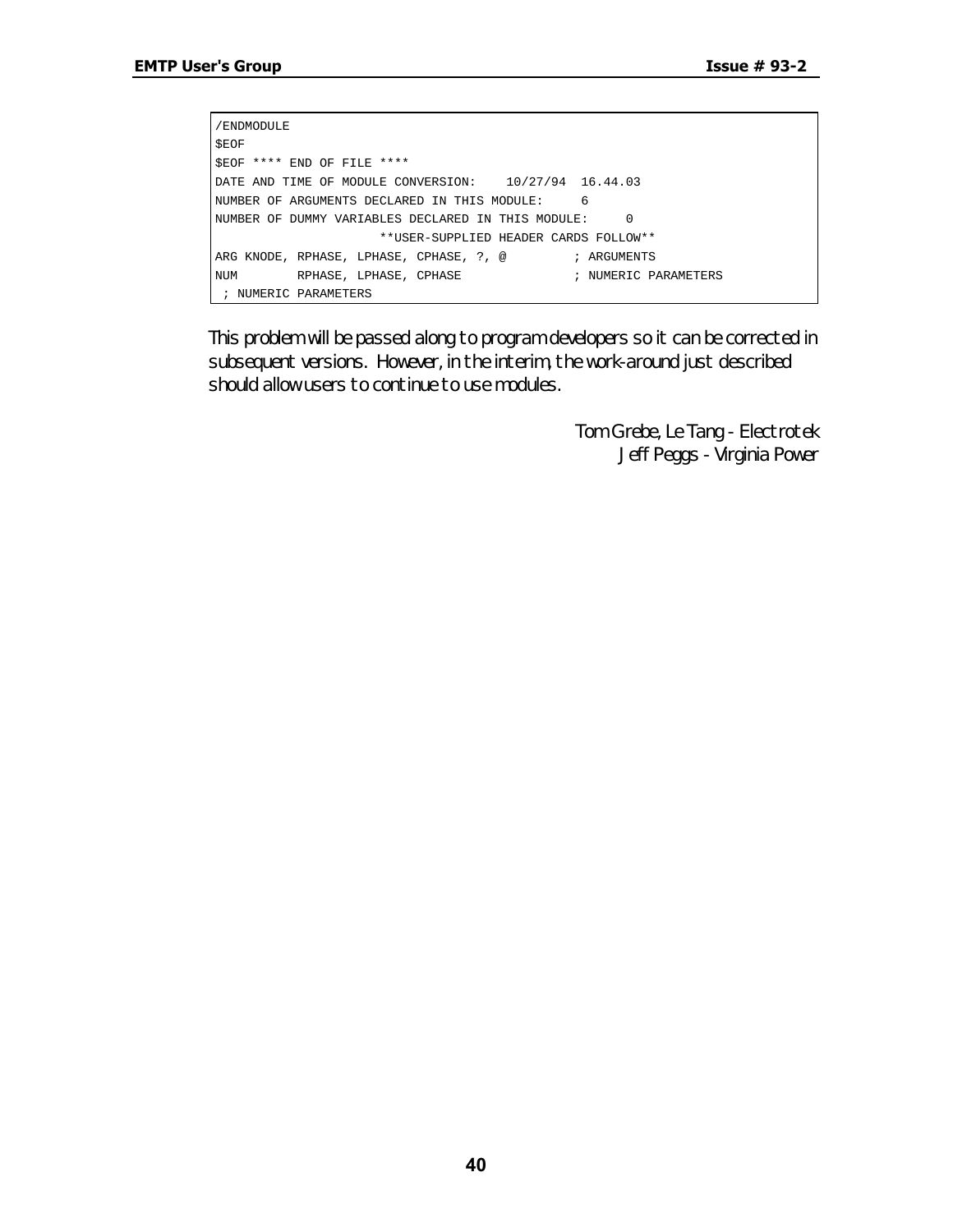```
/ENDMODULE
$EOF
$EOF **** END OF FILE ****
DATE AND TIME OF MODULE CONVERSION:    10/27/94  16.44.03
NUMBER OF ARGUMENTS DECLARED IN THIS MODULE:     6
NUMBER OF DUMMY VARIABLES DECLARED IN THIS MODULE:     0
                       **USER-SUPPLIED HEADER CARDS FOLLOW**
ARG KNODE, RPHASE, LPHASE, CPHASE, ?, @         ; ARGUMENTS
NUM        RPHASE, LPHASE, CPHASE               ; NUMERIC PARAMETERS
 ; NUMERIC PARAMETERS
```

This problem will be passed along to program developers so it can be corrected in subsequent versions. However, in the interim, the work-around just described should allow users to continue to use modules.

Tom Grebe, Le Tang - Electrotek
Jeff Peggs - Virginia Power